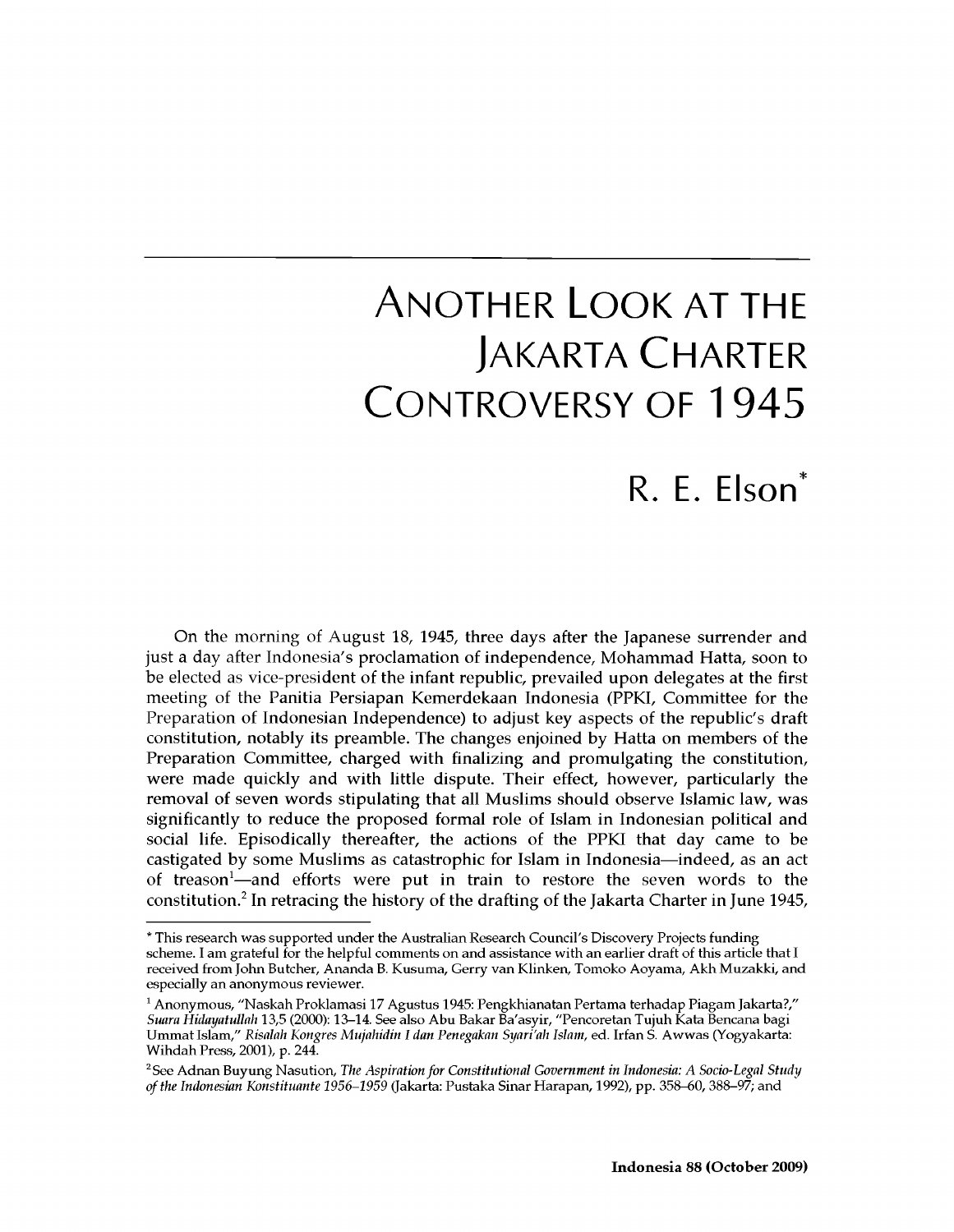# Another Look at the Jakarta Charter Controversy of 1945

## R. E. Elson*

On the morning of August 18, 1945, three days after the Japanese surrender and just a day after Indonesia's proclamation of independence, Mohammad Hatta, soon to be elected as vice-president of the infant republic, prevailed upon delegates at the first meeting of the Panitia Persiapan Kemerdekaan Indonesia (PPKI, Committee for the Preparation of Indonesian Independence) to adjust key aspects of the republic's draft constitution, notably its preamble. The changes enjoined by Hatta on members of the Preparation Committee, charged with finalizing and promulgating the constitution, were made quickly and with little dispute. Their effect, however, particularly the removal of seven words stipulating that all Muslims should observe Islamic law, was significantly to reduce the proposed formal role of Islam in Indonesian political and social life. Episodically thereafter, the actions of the PPKI that day came to be castigated by some Muslims as catastrophic for Islam in Indonesia—indeed, as an act of treason[1]—and efforts were put in train to restore the seven words to the constitution.[2] In retracing the history of the drafting of the Jakarta Charter in June 1945,

---

* This research was supported under the Australian Research Council's Discovery Projects funding scheme. I am grateful for the helpful comments on and assistance with an earlier draft of this article that I received from John Butcher, Ananda B. Kusuma, Gerry van Klinken, Tomoko Aoyama, Akh Muzakki, and especially an anonymous reviewer.

[1] Anonymous, "Naskah Proklamasi 17 Agustus 1945: Pengkhianatan Pertama terhadap Piagam Jakarta?," *Suara Hidayatullah* 13,5 (2000): 13–14. See also Abu Bakar Ba'asyir, "Pencoretan Tujuh Kata Bencana bagi Ummat Islam," *Risalah Kongres Mujahidin I dan Penegakan Syari'ah Islam*, ed. Irfan S. Awwas (Yogyakarta: Wihdah Press, 2001), p. 244.

[2] See Adnan Buyung Nasution, *The Aspiration for Constitutional Government in Indonesia: A Socio-Legal Study of the Indonesian Konstituante 1956–1959* (Jakarta: Pustaka Sinar Harapan, 1992), pp. 358–60, 388–97; and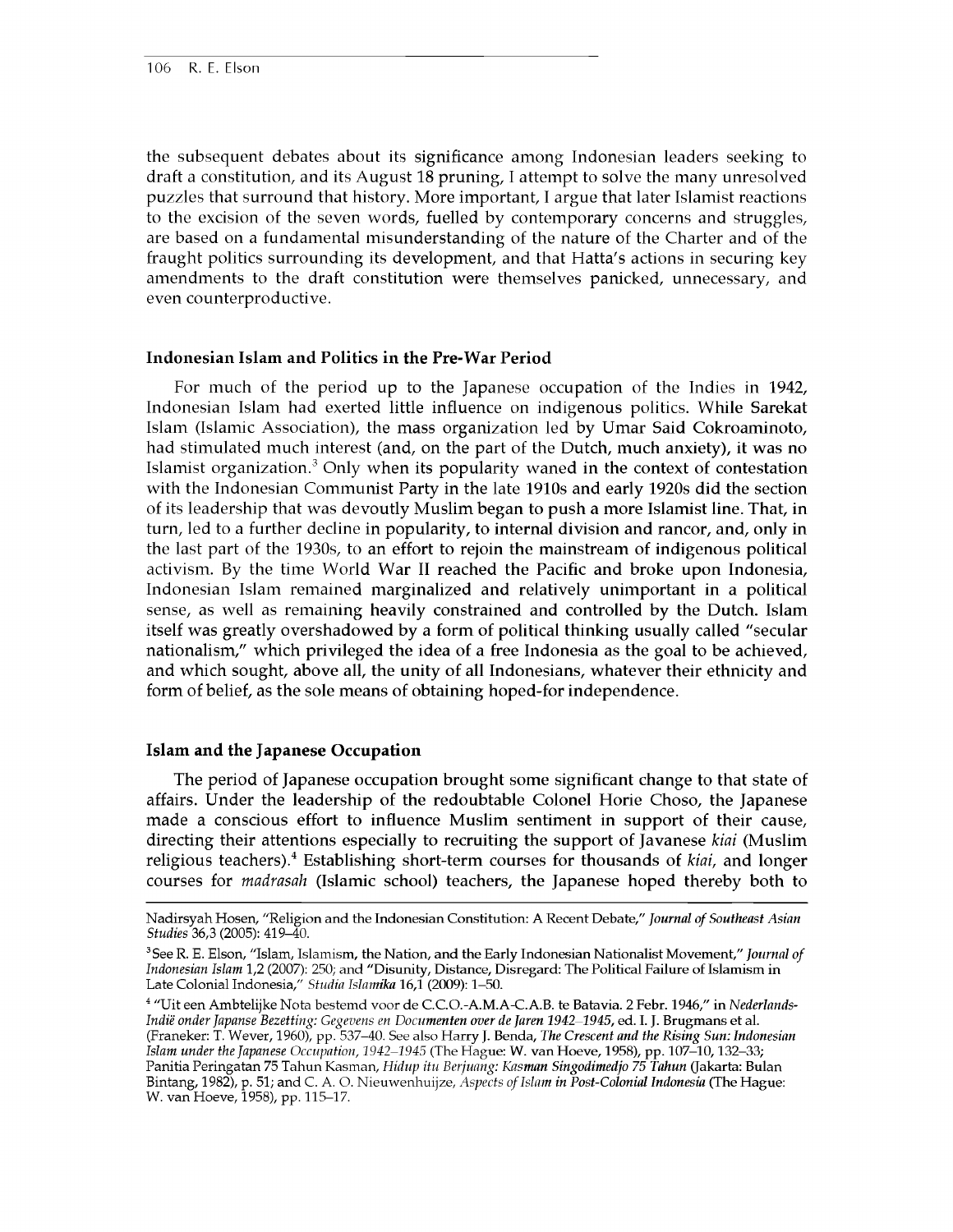the subsequent debates about its significance among Indonesian leaders seeking to draft a constitution, and its August 18 pruning, I attempt to solve the many unresolved puzzles that surround that history. More important, I argue that later Islamist reactions to the excision of the seven words, fuelled by contemporary concerns and struggles, are based on a fundamental misunderstanding of the nature of the Charter and of the fraught politics surrounding its development, and that Hatta's actions in securing key amendments to the draft constitution were themselves panicked, unnecessary, and even counterproductive.

## Indonesian Islam and Politics in the Pre-War Period

For much of the period up to the Japanese occupation of the Indies in 1942, Indonesian Islam had exerted little influence on indigenous politics. While Sarekat Islam (Islamic Association), the mass organization led by Umar Said Cokroaminoto, had stimulated much interest (and, on the part of the Dutch, much anxiety), it was no Islamist organization.[3] Only when its popularity waned in the context of contestation with the Indonesian Communist Party in the late 1910s and early 1920s did the section of its leadership that was devoutly Muslim began to push a more Islamist line. That, in turn, led to a further decline in popularity, to internal division and rancor, and, only in the last part of the 1930s, to an effort to rejoin the mainstream of indigenous political activism. By the time World War II reached the Pacific and broke upon Indonesia, Indonesian Islam remained marginalized and relatively unimportant in a political sense, as well as remaining heavily constrained and controlled by the Dutch. Islam itself was greatly overshadowed by a form of political thinking usually called "secular nationalism," which privileged the idea of a free Indonesia as the goal to be achieved, and which sought, above all, the unity of all Indonesians, whatever their ethnicity and form of belief, as the sole means of obtaining hoped-for independence.

## Islam and the Japanese Occupation

The period of Japanese occupation brought some significant change to that state of affairs. Under the leadership of the redoubtable Colonel Horie Choso, the Japanese made a conscious effort to influence Muslim sentiment in support of their cause, directing their attentions especially to recruiting the support of Javanese *kiai* (Muslim religious teachers).[4] Establishing short-term courses for thousands of *kiai*, and longer courses for *madrasah* (Islamic school) teachers, the Japanese hoped thereby both to

---

Nadirsyah Hosen, "Religion and the Indonesian Constitution: A Recent Debate," *Journal of Southeast Asian Studies* 36,3 (2005): 419–40.

[3] See R. E. Elson, "Islam, Islamism, the Nation, and the Early Indonesian Nationalist Movement," *Journal of Indonesian Islam* 1,2 (2007): 250; and "Disunity, Distance, Disregard: The Political Failure of Islamism in Late Colonial Indonesia," *Studia Islamika* 16,1 (2009): 1–50.

[4] "Uit een Ambtelijke Nota bestemd voor de C.C.O.-A.M.A-C.A.B. te Batavia. 2 Febr. 1946," in *Nederlands-Indië onder Japanse Bezetting: Gegevens en Documenten over de Jaren 1942–1945*, ed. I. J. Brugmans et al. (Franeker: T. Wever, 1960), pp. 537–40. See also Harry J. Benda, *The Crescent and the Rising Sun: Indonesian Islam under the Japanese Occupation, 1942–1945* (The Hague: W. van Hoeve, 1958), pp. 107–10, 132–33; Panitia Peringatan 75 Tahun Kasman, *Hidup itu Berjuang: Kasman Singodimedjo 75 Tahun* (Jakarta: Bulan Bintang, 1982), p. 51; and C. A. O. Nieuwenhuijze, *Aspects of Islam in Post-Colonial Indonesia* (The Hague: W. van Hoeve, 1958), pp. 115–17.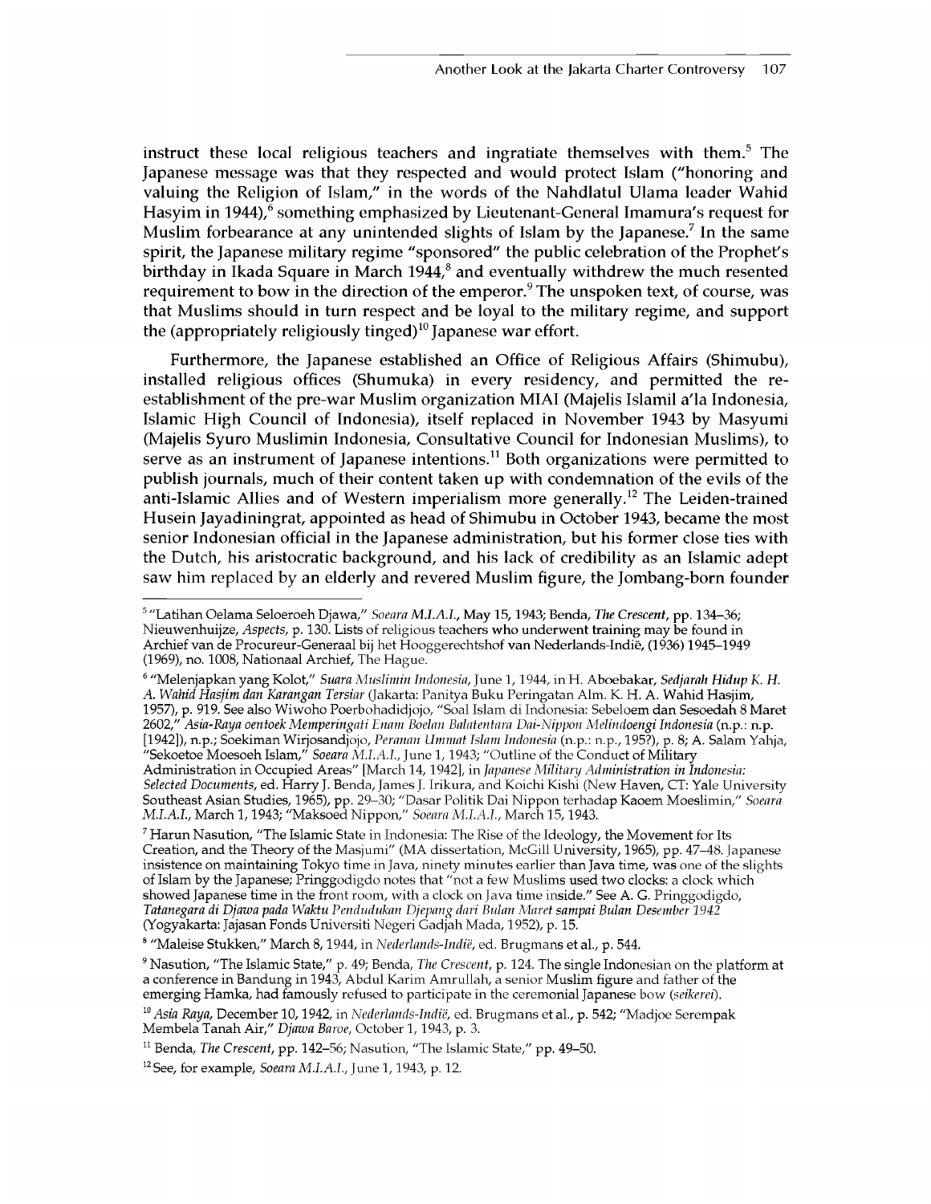instruct these local religious teachers and ingratiate themselves with them.[5] The Japanese message was that they respected and would protect Islam ("honoring and valuing the Religion of Islam," in the words of the Nahdlatul Ulama leader Wahid Hasyim in 1944),[6] something emphasized by Lieutenant-General Imamura's request for Muslim forbearance at any unintended slights of Islam by the Japanese.[7] In the same spirit, the Japanese military regime "sponsored" the public celebration of the Prophet's birthday in Ikada Square in March 1944,[8] and eventually withdrew the much resented requirement to bow in the direction of the emperor.[9] The unspoken text, of course, was that Muslims should in turn respect and be loyal to the military regime, and support the (appropriately religiously tinged)[10] Japanese war effort.

Furthermore, the Japanese established an Office of Religious Affairs (Shimubu), installed religious offices (Shumuka) in every residency, and permitted the re-establishment of the pre-war Muslim organization MIAI (Majelis Islamil a'la Indonesia, Islamic High Council of Indonesia), itself replaced in November 1943 by Masyumi (Majelis Syuro Muslimin Indonesia, Consultative Council for Indonesian Muslims), to serve as an instrument of Japanese intentions.[11] Both organizations were permitted to publish journals, much of their content taken up with condemnation of the evils of the anti-Islamic Allies and of Western imperialism more generally.[12] The Leiden-trained Husein Jayadiningrat, appointed as head of Shimubu in October 1943, became the most senior Indonesian official in the Japanese administration, but his former close ties with the Dutch, his aristocratic background, and his lack of credibility as an Islamic adept saw him replaced by an elderly and revered Muslim figure, the Jombang-born founder

---

[5] "Latihan Oelama Seloeroeh Djawa," *Soeara M.I.A.I.*, May 15, 1943; Benda, *The Crescent*, pp. 134–36; Nieuwenhuijze, *Aspects*, p. 130. Lists of religious teachers who underwent training may be found in Archief van de Procureur-Generaal bij het Hooggerechtshof van Nederlands-Indië, (1936) 1945–1949 (1969), no. 1008, Nationaal Archief, The Hague.

[6] "Melenjapkan yang Kolot," *Suara Muslimin Indonesia*, June 1, 1944, in H. Aboebakar, *Sedjarah Hidup K. H. A. Wahid Hasjim dan Karangan Tersiar* (Jakarta: Panitya Buku Peringatan Alm. K. H. A. Wahid Hasjim, 1957), p. 919. See also Wiwoho Poerbohadidjojo, "Soal Islam di Indonesia: Sebeloem dan Sesoedah 8 Maret 2602," *Asia-Raya oentoek Memperingati Enam Boelan Balatentara Dai-Nippon Melindoengi Indonesia* (n.p.: n.p. [1942]), n.p.; Soekiman Wirjosandjojo, *Peranan Ummat Islam Indonesia* (n.p.: n.p., 195?), p. 8; A. Salam Yahja, "Sekoetoe Moesoeh Islam," *Soeara M.I.A.I.*, June 1, 1943; "Outline of the Conduct of Military Administration in Occupied Areas" [March 14, 1942], in *Japanese Military Administration in Indonesia: Selected Documents*, ed. Harry J. Benda, James J. Irikura, and Koichi Kishi (New Haven, CT: Yale University Southeast Asian Studies, 1965), pp. 29–30; "Dasar Politik Dai Nippon terhadap Kaoem Moeslimin," *Soeara M.I.A.I.*, March 1, 1943; "Maksoed Nippon," *Soeara M.I.A.I.*, March 15, 1943.

[7] Harun Nasution, "The Islamic State in Indonesia: The Rise of the Ideology, the Movement for Its Creation, and the Theory of the Masjumi" (MA dissertation, McGill University, 1965), pp. 47–48. Japanese insistence on maintaining Tokyo time in Java, ninety minutes earlier than Java time, was one of the slights of Islam by the Japanese; Pringgodigdo notes that "not a few Muslims used two clocks: a clock which showed Japanese time in the front room, with a clock on Java time inside." See A. G. Pringgodigdo, *Tatanegara di Djawa pada Waktu Pendudukan Djepang dari Bulan Maret sampai Bulan Desember 1942* (Yogyakarta: Jajasan Fonds Universiti Negeri Gadjah Mada, 1952), p. 15.

[8] "Maleise Stukken," March 8, 1944, in *Nederlands-Indië*, ed. Brugmans et al., p. 544.

[9] Nasution, "The Islamic State," p. 49; Benda, *The Crescent*, p. 124. The single Indonesian on the platform at a conference in Bandung in 1943, Abdul Karim Amrullah, a senior Muslim figure and father of the emerging Hamka, had famously refused to participate in the ceremonial Japanese bow (*seikerei*).

[10] *Asia Raya*, December 10, 1942, in *Nederlands-Indië*, ed. Brugmans et al., p. 542; "Madjoe Serempak Membela Tanah Air," *Djawa Baroe*, October 1, 1943, p. 3.

[11] Benda, *The Crescent*, pp. 142–56; Nasution, "The Islamic State," pp. 49–50.

[12] See, for example, *Soeara M.I.A.I.*, June 1, 1943, p. 12.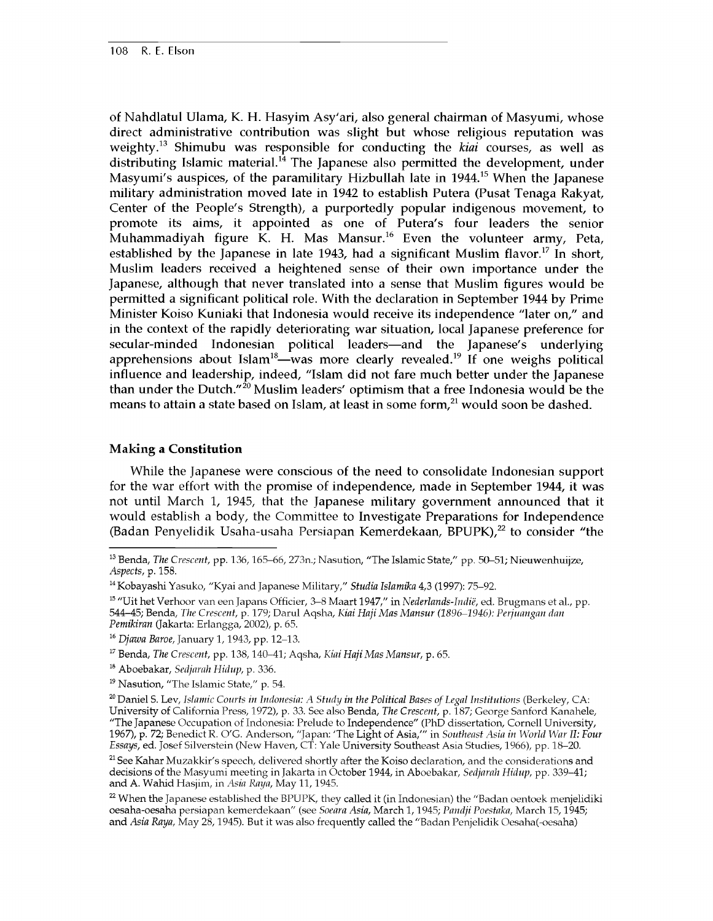of Nahdlatul Ulama, K. H. Hasyim Asy'ari, also general chairman of Masyumi, whose direct administrative contribution was slight but whose religious reputation was weighty.[13] Shimubu was responsible for conducting the *kiai* courses, as well as distributing Islamic material.[14] The Japanese also permitted the development, under Masyumi's auspices, of the paramilitary Hizbullah late in 1944.[15] When the Japanese military administration moved late in 1942 to establish Putera (Pusat Tenaga Rakyat, Center of the People's Strength), a purportedly popular indigenous movement, to promote its aims, it appointed as one of Putera's four leaders the senior Muhammadiyah figure K. H. Mas Mansur.[16] Even the volunteer army, Peta, established by the Japanese in late 1943, had a significant Muslim flavor.[17] In short, Muslim leaders received a heightened sense of their own importance under the Japanese, although that never translated into a sense that Muslim figures would be permitted a significant political role. With the declaration in September 1944 by Prime Minister Koiso Kuniaki that Indonesia would receive its independence "later on," and in the context of the rapidly deteriorating war situation, local Japanese preference for secular-minded Indonesian political leaders—and the Japanese's underlying apprehensions about Islam[18]—was more clearly revealed.[19] If one weighs political influence and leadership, indeed, "Islam did not fare much better under the Japanese than under the Dutch."[20] Muslim leaders' optimism that a free Indonesia would be the means to attain a state based on Islam, at least in some form,[21] would soon be dashed.

### Making a Constitution

While the Japanese were conscious of the need to consolidate Indonesian support for the war effort with the promise of independence, made in September 1944, it was not until March 1, 1945, that the Japanese military government announced that it would establish a body, the Committee to Investigate Preparations for Independence (Badan Penyelidik Usaha-usaha Persiapan Kemerdekaan, BPUPK),[22] to consider "the

---

[13] Benda, *The Crescent*, pp. 136, 165–66, 273n.; Nasution, "The Islamic State," pp. 50–51; Nieuwenhuijze, *Aspects*, p. 158.

[14] Kobayashi Yasuko, "Kyai and Japanese Military," *Studia Islamika* 4,3 (1997): 75–92.

[15] "Uit het Verhoor van een Japans Officier, 3–8 Maart 1947," in *Nederlands-Indië*, ed. Brugmans et al., pp. 544–45; Benda, *The Crescent*, p. 179; Darul Aqsha, *Kiai Haji Mas Mansur (1896–1946): Perjuangan dan Pemikiran* (Jakarta: Erlangga, 2002), p. 65.

[16] *Djawa Baroe*, January 1, 1943, pp. 12–13.

[17] Benda, *The Crescent*, pp. 138, 140–41; Aqsha, *Kiai Haji Mas Mansur*, p. 65.

[18] Aboebakar, *Sedjarah Hidup*, p. 336.

[19] Nasution, "The Islamic State," p. 54.

[20] Daniel S. Lev, *Islamic Courts in Indonesia: A Study in the Political Bases of Legal Institutions* (Berkeley, CA: University of California Press, 1972), p. 33. See also Benda, *The Crescent*, p. 187; George Sanford Kanahele, "The Japanese Occupation of Indonesia: Prelude to Independence" (PhD dissertation, Cornell University, 1967), p. 72; Benedict R. O'G. Anderson, "Japan: 'The Light of Asia,'" in *Southeast Asia in World War II: Four Essays*, ed. Josef Silverstein (New Haven, CT: Yale University Southeast Asia Studies, 1966), pp. 18–20.

[21] See Kahar Muzakkir's speech, delivered shortly after the Koiso declaration, and the considerations and decisions of the Masyumi meeting in Jakarta in October 1944, in Aboebakar, *Sedjarah Hidup*, pp. 339–41; and A. Wahid Hasjim, in *Asia Raya*, May 11, 1945.

[22] When the Japanese established the BPUPK, they called it (in Indonesian) the "Badan oentoek menjelidiki oesaha-oesaha persiapan kemerdekaan" (see *Soeara Asia*, March 1, 1945; *Pandji Poestaka*, March 15, 1945; and *Asia Raya*, May 28, 1945). But it was also frequently called the "Badan Penjelidik Oesaha(-oesaha)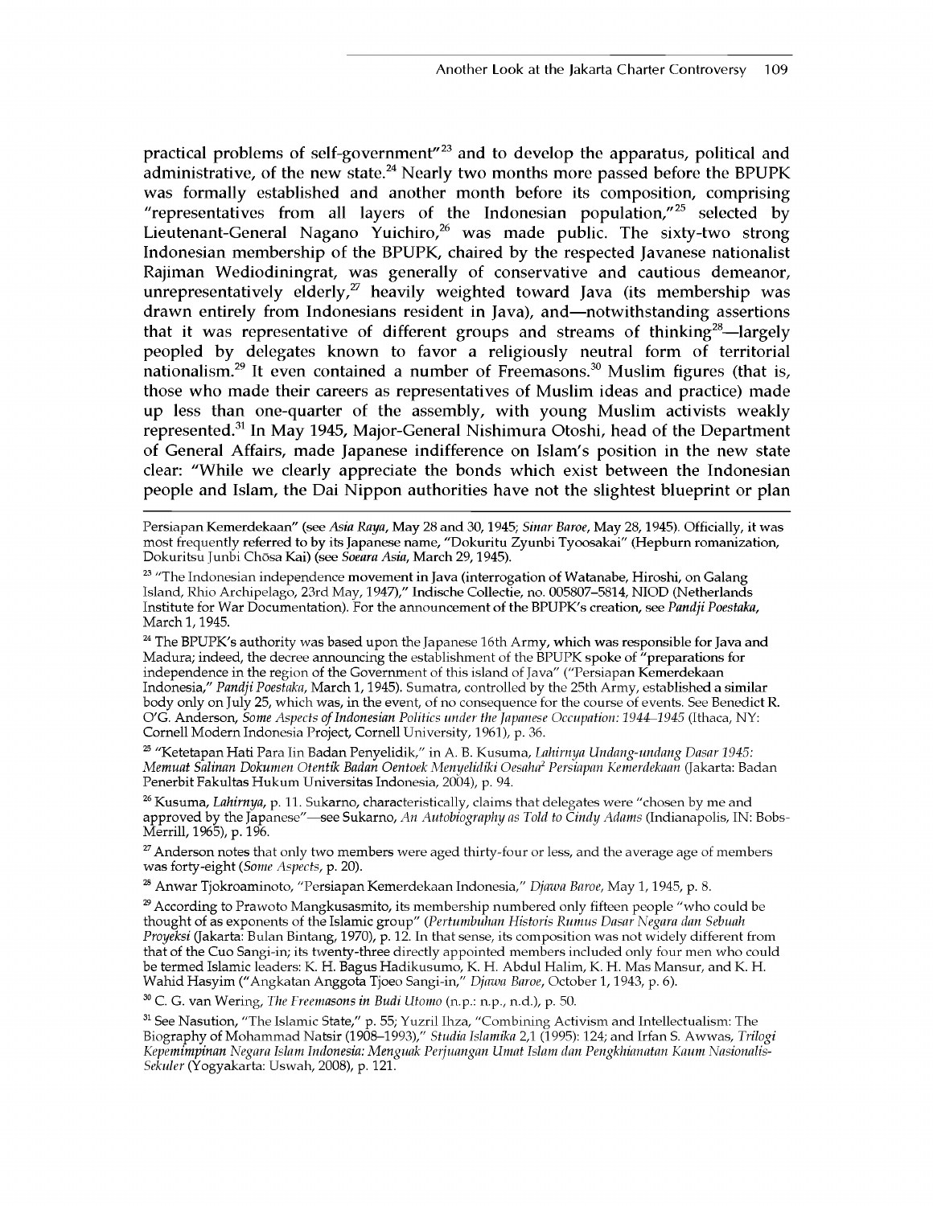practical problems of self-government"[23] and to develop the apparatus, political and administrative, of the new state.[24] Nearly two months more passed before the BPUPK was formally established and another month before its composition, comprising "representatives from all layers of the Indonesian population,"[25] selected by Lieutenant-General Nagano Yuichiro,[26] was made public. The sixty-two strong Indonesian membership of the BPUPK, chaired by the respected Javanese nationalist Rajiman Wediodiningrat, was generally of conservative and cautious demeanor, unrepresentatively elderly,[27] heavily weighted toward Java (its membership was drawn entirely from Indonesians resident in Java), and—notwithstanding assertions that it was representative of different groups and streams of thinking[28]—largely peopled by delegates known to favor a religiously neutral form of territorial nationalism.[29] It even contained a number of Freemasons.[30] Muslim figures (that is, those who made their careers as representatives of Muslim ideas and practice) made up less than one-quarter of the assembly, with young Muslim activists weakly represented.[31] In May 1945, Major-General Nishimura Otoshi, head of the Department of General Affairs, made Japanese indifference on Islam's position in the new state clear: "While we clearly appreciate the bonds which exist between the Indonesian people and Islam, the Dai Nippon authorities have not the slightest blueprint or plan

---

Persiapan Kemerdekaan" (see *Asia Raya*, May 28 and 30, 1945; *Sinar Baroe*, May 28, 1945). Officially, it was most frequently referred to by its Japanese name, "Dokuritu Zyunbi Tyoosakai" (Hepburn romanization, Dokuritsu Junbi Chōsa Kai) (see *Soeara Asia*, March 29, 1945).

[23] "The Indonesian independence movement in Java (interrogation of Watanabe, Hiroshi, on Galang Island, Rhio Archipelago, 23rd May, 1947)," Indische Collectie, no. 005807–5814, NIOD (Netherlands Institute for War Documentation). For the announcement of the BPUPK's creation, see *Pandji Poestaka*, March 1, 1945.

[24] The BPUPK's authority was based upon the Japanese 16th Army, which was responsible for Java and Madura; indeed, the decree announcing the establishment of the BPUPK spoke of "preparations for independence in the region of the Government of this island of Java" ("Persiapan Kemerdekaan Indonesia," *Pandji Poestaka*, March 1, 1945). Sumatra, controlled by the 25th Army, established a similar body only on July 25, which was, in the event, of no consequence for the course of events. See Benedict R. O'G. Anderson, *Some Aspects of Indonesian Politics under the Japanese Occupation: 1944–1945* (Ithaca, NY: Cornell Modern Indonesia Project, Cornell University, 1961), p. 36.

[25] "Ketetapan Hati Para Iin Badan Penyelidik," in A. B. Kusuma, *Lahirnya Undang-undang Dasar 1945: Memuat Salinan Dokumen Otentik Badan Oentoek Menyelidiki Oesaha² Persiapan Kemerdekaan* (Jakarta: Badan Penerbit Fakultas Hukum Universitas Indonesia, 2004), p. 94.

[26] Kusuma, *Lahirnya*, p. 11. Sukarno, characteristically, claims that delegates were "chosen by me and approved by the Japanese"—see Sukarno, *An Autobiography as Told to Cindy Adams* (Indianapolis, IN: Bobs-Merrill, 1965), p. 196.

[27] Anderson notes that only two members were aged thirty-four or less, and the average age of members was forty-eight (*Some Aspects*, p. 20).

[28] Anwar Tjokroaminoto, "Persiapan Kemerdekaan Indonesia," *Djawa Baroe*, May 1, 1945, p. 8.

[29] According to Prawoto Mangkusasmito, its membership numbered only fifteen people "who could be thought of as exponents of the Islamic group" (*Pertumbuhan Historis Rumus Dasar Negara dan Sebuah Proyeksi* (Jakarta: Bulan Bintang, 1970), p. 12. In that sense, its composition was not widely different from that of the Cuo Sangi-in; its twenty-three directly appointed members included only four men who could be termed Islamic leaders: K. H. Bagus Hadikusumo, K. H. Abdul Halim, K. H. Mas Mansur, and K. H. Wahid Hasyim ("Angkatan Anggota Tjoeo Sangi-in," *Djawa Baroe*, October 1, 1943, p. 6).

[30] C. G. van Wering, *The Freemasons in Budi Utomo* (n.p.: n.p., n.d.), p. 50.

[31] See Nasution, "The Islamic State," p. 55; Yuzril Ihza, "Combining Activism and Intellectualism: The Biography of Mohammad Natsir (1908–1993)," *Studia Islamika* 2,1 (1995): 124; and Irfan S. Awwas, *Trilogi Kepemimpinan Negara Islam Indonesia: Menguak Perjuangan Umat Islam dan Pengkhianatan Kaum Nasionalis-Sekuler* (Yogyakarta: Uswah, 2008), p. 121.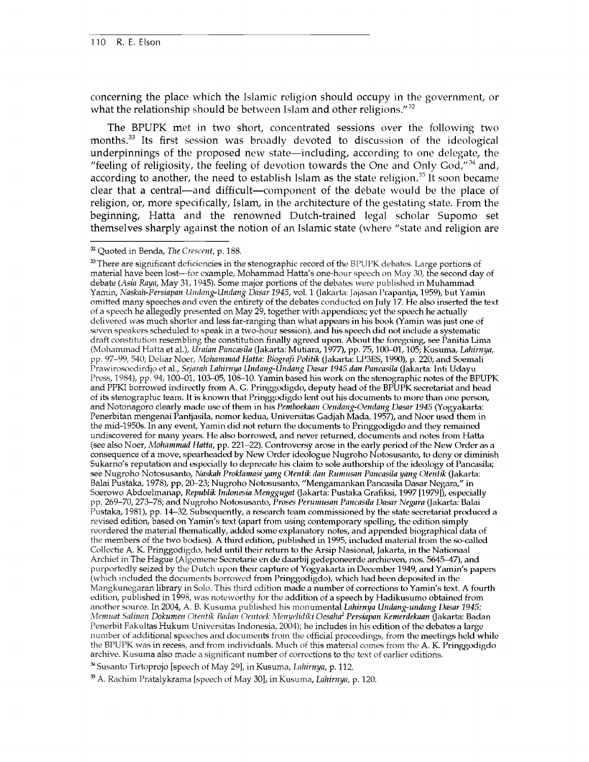concerning the place which the Islamic religion should occupy in the government, or what the relationship should be between Islam and other religions."[32]

The BPUPK met in two short, concentrated sessions over the following two months.[33] Its first session was broadly devoted to discussion of the ideological underpinnings of the proposed new state—including, according to one delegate, the "feeling of religiosity, the feeling of devotion towards the One and Only God,"[34] and, according to another, the need to establish Islam as the state religion.[35] It soon became clear that a central—and difficult—component of the debate would be the place of religion, or, more specifically, Islam, in the architecture of the gestating state. From the beginning, Hatta and the renowned Dutch-trained legal scholar Supomo set themselves sharply against the notion of an Islamic state (where "state and religion are

---

[32] Quoted in Benda, *The Crescent*, p. 188.

[33] There are significant deficiencies in the stenographic record of the BPUPK debates. Large portions of material have been lost—for example, Mohammad Hatta's one-hour speech on May 30, the second day of debate (*Asia Raya*, May 31, 1945). Some major portions of the debates were published in Muhammad Yamin, *Naskah-Persiapan Undang-Undang Dasar 1945*, vol. 1 (Jakarta: Jajasan Prapantja, 1959), but Yamin omitted many speeches and even the entirety of the debates conducted on July 17. He also inserted the text of a speech he allegedly presented on May 29, together with appendices; yet the speech he actually delivered was much shorter and less far-ranging than what appears in his book (Yamin was just one of seven speakers scheduled to speak in a two-hour session), and his speech did not include a systematic draft constitution resembling the constitution finally agreed upon. About the foregoing, see Panitia Lima (Mohammad Hatta et al.), *Uraian Pancasila* (Jakarta: Mutiara, 1977), pp. 75, 100–01, 105; Kusuma, *Lahirnya*, pp. 97–99, 540; Deliar Noer, *Mohammad Hatta: Biografi Politik* (Jakarta: LP3ES, 1990), p. 220; and Soemali Prawirosoedirdjo et al., *Sejarah Lahirnya Undang-Undang Dasar 1945 dan Pancasila* (Jakarta: Inti Udayu Press, 1984), pp. 94, 100–01, 103–05, 108–10. Yamin based his work on the stenographic notes of the BPUPK and PPKI borrowed indirectly from A. G. Pringgodigdo, deputy head of the BPUPK secretariat and head of its stenographic team. It is known that Pringgodigdo lent out his documents to more than one person, and Notonagoro clearly made use of them in his *Pemboekaan Oendang-Oendang Dasar 1945* (Yogyakarta: Penerbitan mengenai Pantjasila, nomor kedua, Universitas Gadjah Mada, 1957), and Noer used them in the mid-1950s. In any event, Yamin did not return the documents to Pringgodigdo and they remained undiscovered for many years. He also borrowed, and never returned, documents and notes from Hatta (see also Noer, *Mohammad Hatta*, pp. 221–22). Controversy arose in the early period of the New Order as a consequence of a move, spearheaded by New Order ideologue Nugroho Notosusanto, to deny or diminish Sukarno's reputation and especially to deprecate his claim to sole authorship of the ideology of Pancasila; see Nugroho Notosusanto, *Naskah Proklamasi yang Otentik dan Rumusan Pancasila yang Otentik* (Jakarta: Balai Pustaka, 1978), pp. 20–23; Nugroho Notosusanto, "Mengamankan Pancasila Dasar Negara," in Soerowo Abdoelmanap, *Republik Indonesia Menggugat* (Jakarta: Pustaka Grafiksi, 1997 [1979]), especially pp. 269–70, 273–78; and Nugroho Notosusanto, *Proses Perumusan Pancasila Dasar Negara* (Jakarta: Balai Pustaka, 1981), pp. 14–32. Subsequently, a research team commissioned by the state secretariat produced a revised edition, based on Yamin's text (apart from using contemporary spelling, the edition simply reordered the material thematically, added some explanatory notes, and appended biographical data of the members of the two bodies). A third edition, published in 1995, included material from the so-called Collectie A. K. Pringgodigdo, held until their return to the Arsip Nasional, Jakarta, in the Nationaal Archief in The Hague (Algemene Secretarie en de daarbij gedeponeerde archieven, nos. 5645–47), and purportedly seized by the Dutch upon their capture of Yogyakarta in December 1949, and Yamin's papers (which included the documents borrowed from Pringgodigdo), which had been deposited in the Mangkunegaran library in Solo. This third edition made a number of corrections to Yamin's text. A fourth edition, published in 1998, was noteworthy for the addition of a speech by Hadikusumo obtained from another source. In 2004, A. B. Kusuma published his monumental *Lahirnya Undang-undang Dasar 1945: Memuat Salinan Dokumen Otentik Badan Oentoek Menyelidiki Oesaha² Persiapan Kemerdekaan* (Jakarta: Badan Penerbit Fakultas Hukum Universitas Indonesia, 2004); he includes in his edition of the debates a large number of additional speeches and documents from the official proceedings, from the meetings held while the BPUPK was in recess, and from individuals. Much of this material comes from the A. K. Pringgodigdo archive. Kusuma also made a significant number of corrections to the text of earlier editions.

[34] Susanto Tirtoprojo [speech of May 29], in Kusuma, *Lahirnya*, p. 112.

[35] A. Rachim Pratalykrama [speech of May 30], in Kusuma, *Lahirnya*, p. 120.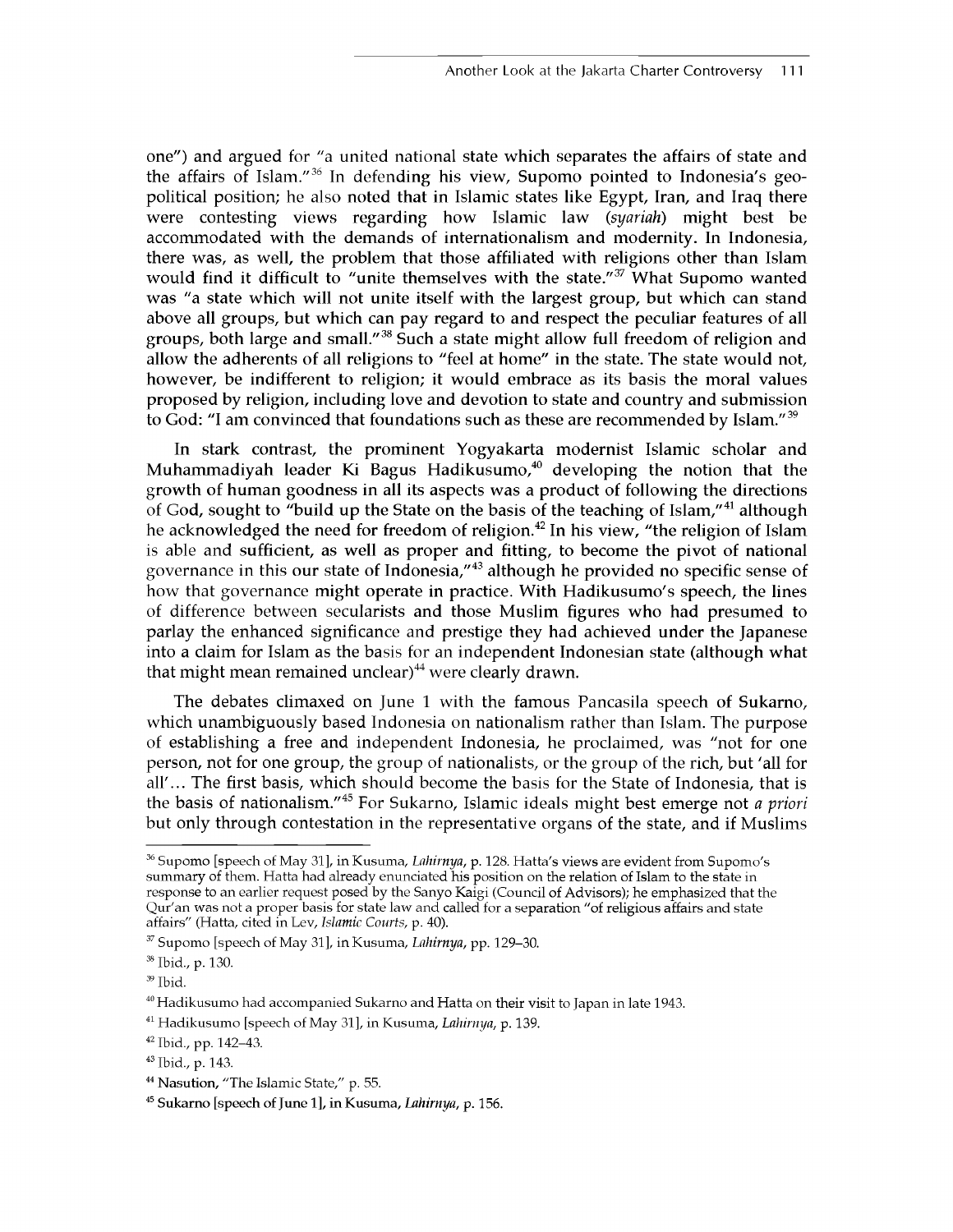one") and argued for "a united national state which separates the affairs of state and the affairs of Islam."[36] In defending his view, Supomo pointed to Indonesia's geo-political position; he also noted that in Islamic states like Egypt, Iran, and Iraq there were contesting views regarding how Islamic law (*syariah*) might best be accommodated with the demands of internationalism and modernity. In Indonesia, there was, as well, the problem that those affiliated with religions other than Islam would find it difficult to "unite themselves with the state."[37] What Supomo wanted was "a state which will not unite itself with the largest group, but which can stand above all groups, but which can pay regard to and respect the peculiar features of all groups, both large and small."[38] Such a state might allow full freedom of religion and allow the adherents of all religions to "feel at home" in the state. The state would not, however, be indifferent to religion; it would embrace as its basis the moral values proposed by religion, including love and devotion to state and country and submission to God: "I am convinced that foundations such as these are recommended by Islam."[39]

In stark contrast, the prominent Yogyakarta modernist Islamic scholar and Muhammadiyah leader Ki Bagus Hadikusumo,[40] developing the notion that the growth of human goodness in all its aspects was a product of following the directions of God, sought to "build up the State on the basis of the teaching of Islam,"[41] although he acknowledged the need for freedom of religion.[42] In his view, "the religion of Islam is able and sufficient, as well as proper and fitting, to become the pivot of national governance in this our state of Indonesia,"[43] although he provided no specific sense of how that governance might operate in practice. With Hadikusumo's speech, the lines of difference between secularists and those Muslim figures who had presumed to parlay the enhanced significance and prestige they had achieved under the Japanese into a claim for Islam as the basis for an independent Indonesian state (although what that might mean remained unclear)[44] were clearly drawn.

The debates climaxed on June 1 with the famous Pancasila speech of Sukarno, which unambiguously based Indonesia on nationalism rather than Islam. The purpose of establishing a free and independent Indonesia, he proclaimed, was "not for one person, not for one group, the group of nationalists, or the group of the rich, but 'all for all'… The first basis, which should become the basis for the State of Indonesia, that is the basis of nationalism."[45] For Sukarno, Islamic ideals might best emerge not *a priori* but only through contestation in the representative organs of the state, and if Muslims

---

[36] Supomo [speech of May 31], in Kusuma, *Lahirnya*, p. 128. Hatta's views are evident from Supomo's summary of them. Hatta had already enunciated his position on the relation of Islam to the state in response to an earlier request posed by the Sanyo Kaigi (Council of Advisors); he emphasized that the Qur'an was not a proper basis for state law and called for a separation "of religious affairs and state affairs" (Hatta, cited in Lev, *Islamic Courts*, p. 40).

[37] Supomo [speech of May 31], in Kusuma, *Lahirnya*, pp. 129–30.

[38] Ibid., p. 130.

[39] Ibid.

[40] Hadikusumo had accompanied Sukarno and Hatta on their visit to Japan in late 1943.

[41] Hadikusumo [speech of May 31], in Kusuma, *Lahirnya*, p. 139.

[42] Ibid., pp. 142–43.

[43] Ibid., p. 143.

[44] Nasution, "The Islamic State," p. 55.

[45] Sukarno [speech of June 1], in Kusuma, *Lahirnya*, p. 156.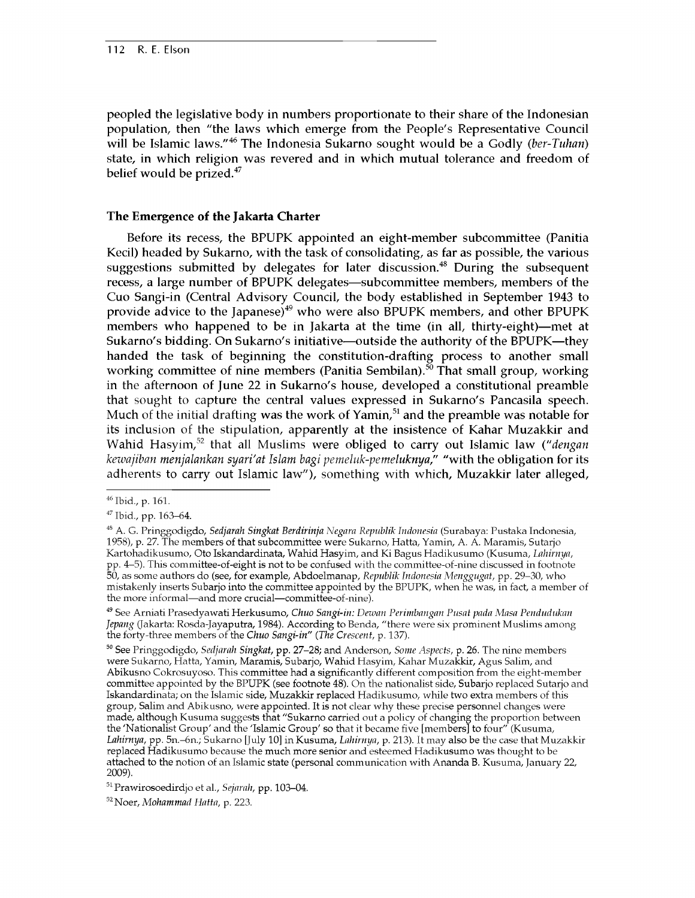peopled the legislative body in numbers proportionate to their share of the Indonesian population, then "the laws which emerge from the People's Representative Council will be Islamic laws."[46] The Indonesia Sukarno sought would be a Godly (*ber-Tuhan*) state, in which religion was revered and in which mutual tolerance and freedom of belief would be prized.[47]

## The Emergence of the Jakarta Charter

Before its recess, the BPUPK appointed an eight-member subcommittee (Panitia Kecil) headed by Sukarno, with the task of consolidating, as far as possible, the various suggestions submitted by delegates for later discussion.[48] During the subsequent recess, a large number of BPUPK delegates—subcommittee members, members of the Cuo Sangi-in (Central Advisory Council, the body established in September 1943 to provide advice to the Japanese)[49] who were also BPUPK members, and other BPUPK members who happened to be in Jakarta at the time (in all, thirty-eight)—met at Sukarno's bidding. On Sukarno's initiative—outside the authority of the BPUPK—they handed the task of beginning the constitution-drafting process to another small working committee of nine members (Panitia Sembilan).[50] That small group, working in the afternoon of June 22 in Sukarno's house, developed a constitutional preamble that sought to capture the central values expressed in Sukarno's Pancasila speech. Much of the initial drafting was the work of Yamin,[51] and the preamble was notable for its inclusion of the stipulation, apparently at the insistence of Kahar Muzakkir and Wahid Hasyim,[52] that all Muslims were obliged to carry out Islamic law ("*dengan kewajiban menjalankan syari'at Islam bagi pemeluk-pemeluknya*," "with the obligation for its adherents to carry out Islamic law"), something with which, Muzakkir later alleged,

---

[46] Ibid., p. 161.

[47] Ibid., pp. 163–64.

[48] A. G. Pringgodigdo, *Sedjarah Singkat Berdirinja Negara Republik Indonesia* (Surabaya: Pustaka Indonesia, 1958), p. 27. The members of that subcommittee were Sukarno, Hatta, Yamin, A. A. Maramis, Sutarjo Kartohadikusumo, Oto Iskandardinata, Wahid Hasyim, and Ki Bagus Hadikusumo (Kusuma, *Lahirnya*, pp. 4–5). This committee-of-eight is not to be confused with the committee-of-nine discussed in footnote 50, as some authors do (see, for example, Abdoelmanap, *Republik Indonesia Menggugat*, pp. 29–30, who mistakenly inserts Subarjo into the committee appointed by the BPUPK, when he was, in fact, a member of the more informal—and more crucial—committee-of-nine).

[49] See Arniati Prasedyawati Herkusumo, *Chuo Sangi-in: Dewan Perimbangan Pusat pada Masa Pendudukan Jepang* (Jakarta: Rosda-Jayaputra, 1984). According to Benda, "there were six prominent Muslims among the forty-three members of the *Chuo Sangi-in*" (*The Crescent*, p. 137).

[50] See Pringgodigdo, *Sedjarah Singkat*, pp. 27–28; and Anderson, *Some Aspects*, p. 26. The nine members were Sukarno, Hatta, Yamin, Maramis, Subarjo, Wahid Hasyim, Kahar Muzakkir, Agus Salim, and Abikusno Cokrosuyoso. This committee had a significantly different composition from the eight-member committee appointed by the BPUPK (see footnote 48). On the nationalist side, Subarjo replaced Sutarjo and Iskandardinata; on the Islamic side, Muzakkir replaced Hadikusumo, while two extra members of this group, Salim and Abikusno, were appointed. It is not clear why these precise personnel changes were made, although Kusuma suggests that "Sukarno carried out a policy of changing the proportion between the 'Nationalist Group' and the 'Islamic Group' so that it became five [members] to four" (Kusuma, *Lahirnya*, pp. 5n.–6n.; Sukarno [July 10] in Kusuma, *Lahirnya*, p. 213). It may also be the case that Muzakkir replaced Hadikusumo because the much more senior and esteemed Hadikusumo was thought to be attached to the notion of an Islamic state (personal communication with Ananda B. Kusuma, January 22, 2009).

[51] Prawirosoedirdjo et al., *Sejarah*, pp. 103–04.

[52] Noer, *Mohammad Hatta*, p. 223.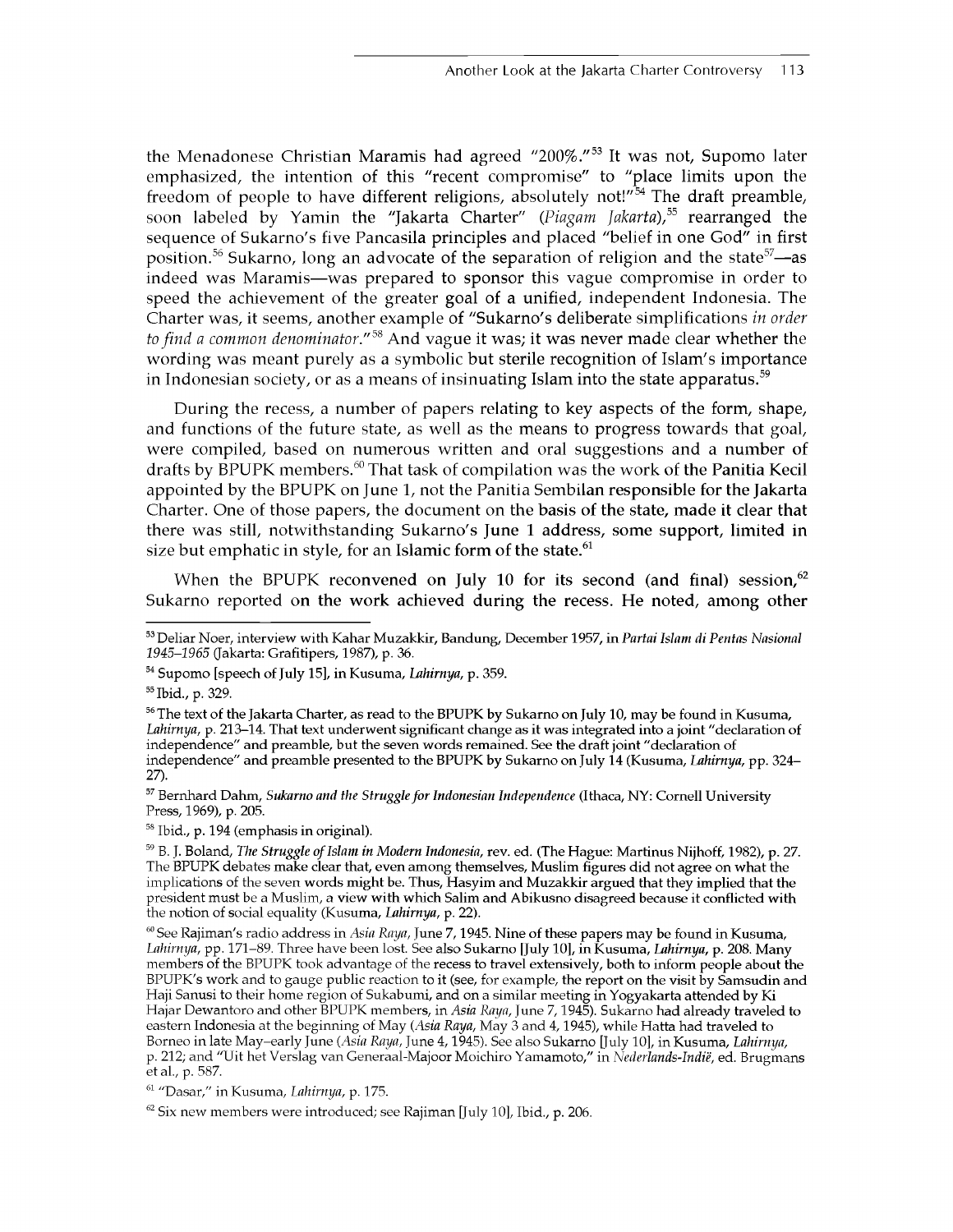the Menadonese Christian Maramis had agreed "200%."[53] It was not, Supomo later emphasized, the intention of this "recent compromise" to "place limits upon the freedom of people to have different religions, absolutely not!"[54] The draft preamble, soon labeled by Yamin the "Jakarta Charter" (*Piagam Jakarta*),[55] rearranged the sequence of Sukarno's five Pancasila principles and placed "belief in one God" in first position.[56] Sukarno, long an advocate of the separation of religion and the state[57]—as indeed was Maramis—was prepared to sponsor this vague compromise in order to speed the achievement of the greater goal of a unified, independent Indonesia. The Charter was, it seems, another example of "Sukarno's deliberate simplifications *in order to find a common denominator*."[58] And vague it was; it was never made clear whether the wording was meant purely as a symbolic but sterile recognition of Islam's importance in Indonesian society, or as a means of insinuating Islam into the state apparatus.[59]

During the recess, a number of papers relating to key aspects of the form, shape, and functions of the future state, as well as the means to progress towards that goal, were compiled, based on numerous written and oral suggestions and a number of drafts by BPUPK members.[60] That task of compilation was the work of the Panitia Kecil appointed by the BPUPK on June 1, not the Panitia Sembilan responsible for the Jakarta Charter. One of those papers, the document on the basis of the state, made it clear that there was still, notwithstanding Sukarno's June 1 address, some support, limited in size but emphatic in style, for an Islamic form of the state.[61]

When the BPUPK reconvened on July 10 for its second (and final) session,[62] Sukarno reported on the work achieved during the recess. He noted, among other

---

[53] Deliar Noer, interview with Kahar Muzakkir, Bandung, December 1957, in *Partai Islam di Pentas Nasional 1945–1965* (Jakarta: Grafitipers, 1987), p. 36.

[54] Supomo [speech of July 15], in Kusuma, *Lahirnya*, p. 359.

[55] Ibid., p. 329.

[56] The text of the Jakarta Charter, as read to the BPUPK by Sukarno on July 10, may be found in Kusuma, *Lahirnya*, p. 213–14. That text underwent significant change as it was integrated into a joint "declaration of independence" and preamble, but the seven words remained. See the draft joint "declaration of independence" and preamble presented to the BPUPK by Sukarno on July 14 (Kusuma, *Lahirnya*, pp. 324–27).

[57] Bernhard Dahm, *Sukarno and the Struggle for Indonesian Independence* (Ithaca, NY: Cornell University Press, 1969), p. 205.

[58] Ibid., p. 194 (emphasis in original).

[59] B. J. Boland, *The Struggle of Islam in Modern Indonesia*, rev. ed. (The Hague: Martinus Nijhoff, 1982), p. 27. The BPUPK debates make clear that, even among themselves, Muslim figures did not agree on what the implications of the seven words might be. Thus, Hasyim and Muzakkir argued that they implied that the president must be a Muslim, a view with which Salim and Abikusno disagreed because it conflicted with the notion of social equality (Kusuma, *Lahirnya*, p. 22).

[60] See Rajiman's radio address in *Asia Raya*, June 7, 1945. Nine of these papers may be found in Kusuma, *Lahirnya*, pp. 171–89. Three have been lost. See also Sukarno [July 10], in Kusuma, *Lahirnya*, p. 208. Many members of the BPUPK took advantage of the recess to travel extensively, both to inform people about the BPUPK's work and to gauge public reaction to it (see, for example, the report on the visit by Samsudin and Haji Sanusi to their home region of Sukabumi, and on a similar meeting in Yogyakarta attended by Ki Hajar Dewantoro and other BPUPK members, in *Asia Raya*, June 7, 1945). Sukarno had already traveled to eastern Indonesia at the beginning of May (*Asia Raya*, May 3 and 4, 1945), while Hatta had traveled to Borneo in late May–early June (*Asia Raya*, June 4, 1945). See also Sukarno [July 10], in Kusuma, *Lahirnya*, p. 212; and "Uit het Verslag van Generaal-Majoor Moichiro Yamamoto," in *Nederlands-Indië*, ed. Brugmans et al., p. 587.

[61] "Dasar," in Kusuma, *Lahirnya*, p. 175.

[62] Six new members were introduced; see Rajiman [July 10], Ibid., p. 206.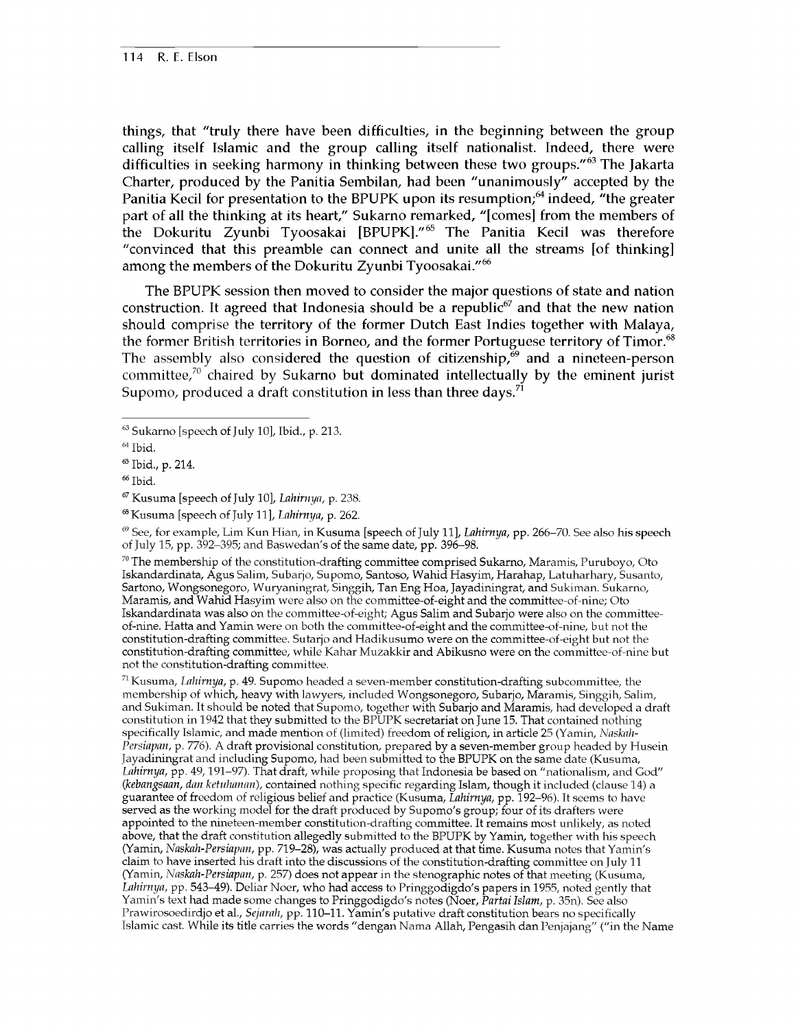things, that "truly there have been difficulties, in the beginning between the group calling itself Islamic and the group calling itself nationalist. Indeed, there were difficulties in seeking harmony in thinking between these two groups."[63] The Jakarta Charter, produced by the Panitia Sembilan, had been "unanimously" accepted by the Panitia Kecil for presentation to the BPUPK upon its resumption;[64] indeed, "the greater part of all the thinking at its heart," Sukarno remarked, "[comes] from the members of the Dokuritu Zyunbi Tyoosakai [BPUPK]."[65] The Panitia Kecil was therefore "convinced that this preamble can connect and unite all the streams [of thinking] among the members of the Dokuritu Zyunbi Tyoosakai."[66]

The BPUPK session then moved to consider the major questions of state and nation construction. It agreed that Indonesia should be a republic[67] and that the new nation should comprise the territory of the former Dutch East Indies together with Malaya, the former British territories in Borneo, and the former Portuguese territory of Timor.[68] The assembly also considered the question of citizenship,[69] and a nineteen-person committee,[70] chaired by Sukarno but dominated intellectually by the eminent jurist Supomo, produced a draft constitution in less than three days.[71]

---

[63] Sukarno [speech of July 10], Ibid., p. 213.

[64] Ibid.

[65] Ibid., p. 214.

[66] Ibid.

[67] Kusuma [speech of July 10], *Lahirnya*, p. 238.

[68] Kusuma [speech of July 11], *Lahirnya*, p. 262.

[69] See, for example, Lim Kun Hian, in Kusuma [speech of July 11], *Lahirnya*, pp. 266–70. See also his speech of July 15, pp. 392–395; and Baswedan's of the same date, pp. 396–98.

[70] The membership of the constitution-drafting committee comprised Sukarno, Maramis, Puruboyo, Oto Iskandardinata, Agus Salim, Subarjo, Supomo, Santoso, Wahid Hasyim, Harahap, Latuharhary, Susanto, Sartono, Wongsonegoro, Wuryaningrat, Singgih, Tan Eng Hoa, Jayadiningrat, and Sukiman. Sukarno, Maramis, and Wahid Hasyim were also on the committee-of-eight and the committee-of-nine; Oto Iskandardinata was also on the committee-of-eight; Agus Salim and Subarjo were also on the committee-of-nine. Hatta and Yamin were on both the committee-of-eight and the committee-of-nine, but not the constitution-drafting committee. Sutarjo and Hadikusumo were on the committee-of-eight but not the constitution-drafting committee, while Kahar Muzakkir and Abikusno were on the committee-of-nine but not the constitution-drafting committee.

[71] Kusuma, *Lahirnya*, p. 49. Supomo headed a seven-member constitution-drafting subcommittee, the membership of which, heavy with lawyers, included Wongsonegoro, Subarjo, Maramis, Singgih, Salim, and Sukiman. It should be noted that Supomo, together with Subarjo and Maramis, had developed a draft constitution in 1942 that they submitted to the BPUPK secretariat on June 15. That contained nothing specifically Islamic, and made mention of (limited) freedom of religion, in article 25 (Yamin, *Naskah-Persiapan*, p. 776). A draft provisional constitution, prepared by a seven-member group headed by Husein Jayadiningrat and including Supomo, had been submitted to the BPUPK on the same date (Kusuma, *Lahirnya*, pp. 49, 191–97). That draft, while proposing that Indonesia be based on "nationalism, and God" (*kebangsaan, dan ketuhanan*), contained nothing specific regarding Islam, though it included (clause 14) a guarantee of freedom of religious belief and practice (Kusuma, *Lahirnya*, pp. 192–96). It seems to have served as the working model for the draft produced by Supomo's group; four of its drafters were appointed to the nineteen-member constitution-drafting committee. It remains most unlikely, as noted above, that the draft constitution allegedly submitted to the BPUPK by Yamin, together with his speech (Yamin, *Naskah-Persiapan*, pp. 719–28), was actually produced at that time. Kusuma notes that Yamin's claim to have inserted his draft into the discussions of the constitution-drafting committee on July 11 (Yamin, *Naskah-Persiapan*, p. 257) does not appear in the stenographic notes of that meeting (Kusuma, *Lahirnya*, pp. 543–49). Deliar Noer, who had access to Pringgodigdo's papers in 1955, noted gently that Yamin's text had made some changes to Pringgodigdo's notes (Noer, *Partai Islam*, p. 35n). See also Prawirosoedirdjo et al., *Sejarah*, pp. 110–11. Yamin's putative draft constitution bears no specifically Islamic cast. While its title carries the words "dengan Nama Allah, Pengasih dan Penjajang" ("in the Name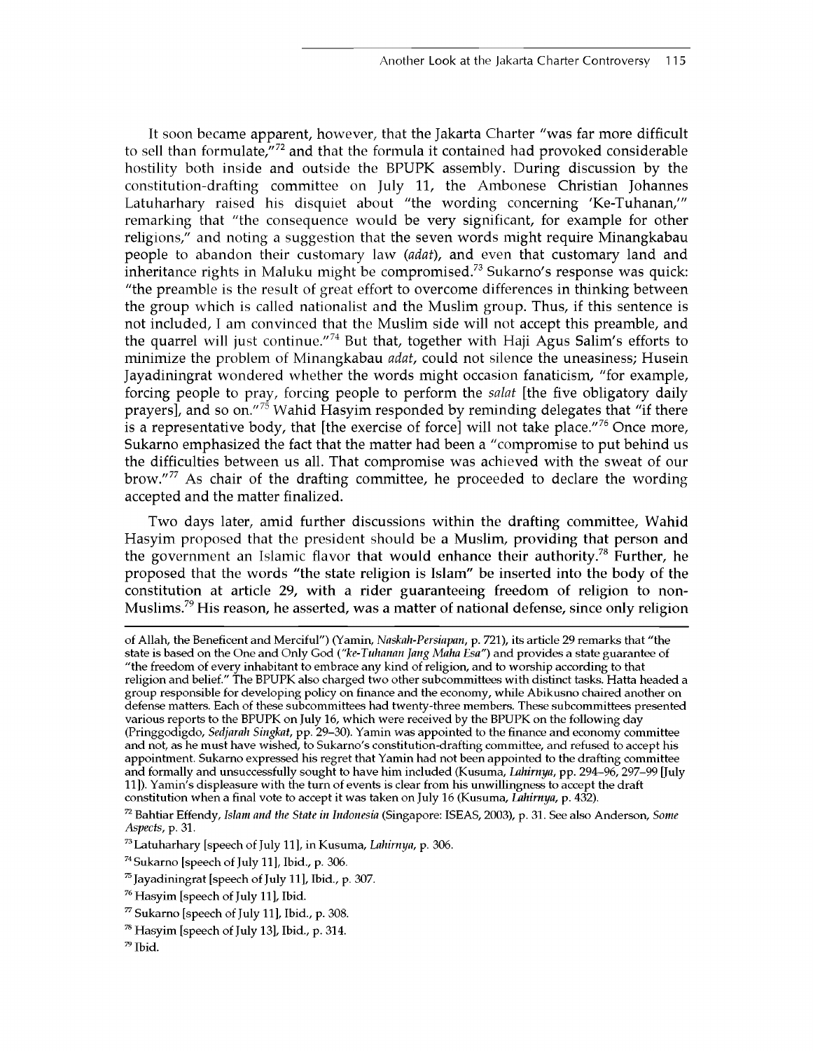It soon became apparent, however, that the Jakarta Charter "was far more difficult to sell than formulate,"[72] and that the formula it contained had provoked considerable hostility both inside and outside the BPUPK assembly. During discussion by the constitution-drafting committee on July 11, the Ambonese Christian Johannes Latuharhary raised his disquiet about "the wording concerning 'Ke-Tuhanan,'" remarking that "the consequence would be very significant, for example for other religions," and noting a suggestion that the seven words might require Minangkabau people to abandon their customary law (*adat*), and even that customary land and inheritance rights in Maluku might be compromised.[73] Sukarno's response was quick: "the preamble is the result of great effort to overcome differences in thinking between the group which is called nationalist and the Muslim group. Thus, if this sentence is not included, I am convinced that the Muslim side will not accept this preamble, and the quarrel will just continue."[74] But that, together with Haji Agus Salim's efforts to minimize the problem of Minangkabau *adat*, could not silence the uneasiness; Husein Jayadiningrat wondered whether the words might occasion fanaticism, "for example, forcing people to pray, forcing people to perform the *salat* [the five obligatory daily prayers], and so on."[75] Wahid Hasyim responded by reminding delegates that "if there is a representative body, that [the exercise of force] will not take place."[76] Once more, Sukarno emphasized the fact that the matter had been a "compromise to put behind us the difficulties between us all. That compromise was achieved with the sweat of our brow."[77] As chair of the drafting committee, he proceeded to declare the wording accepted and the matter finalized.

Two days later, amid further discussions within the drafting committee, Wahid Hasyim proposed that the president should be a Muslim, providing that person and the government an Islamic flavor that would enhance their authority.[78] Further, he proposed that the words "the state religion is Islam" be inserted into the body of the constitution at article 29, with a rider guaranteeing freedom of religion to non-Muslims.[79] His reason, he asserted, was a matter of national defense, since only religion

---

of Allah, the Beneficent and Merciful") (Yamin, *Naskah-Persiapan*, p. 721), its article 29 remarks that "the state is based on the One and Only God (*"ke-Tuhanan Jang Maha Esa"*) and provides a state guarantee of "the freedom of every inhabitant to embrace any kind of religion, and to worship according to that religion and belief." The BPUPK also charged two other subcommittees with distinct tasks. Hatta headed a group responsible for developing policy on finance and the economy, while Abikusno chaired another on defense matters. Each of these subcommittees had twenty-three members. These subcommittees presented various reports to the BPUPK on July 16, which were received by the BPUPK on the following day (Pringgodigdo, *Sedjarah Singkat*, pp. 29–30). Yamin was appointed to the finance and economy committee and not, as he must have wished, to Sukarno's constitution-drafting committee, and refused to accept his appointment. Sukarno expressed his regret that Yamin had not been appointed to the drafting committee and formally and unsuccessfully sought to have him included (Kusuma, *Lahirnya*, pp. 294–96, 297–99 [July 11]). Yamin's displeasure with the turn of events is clear from his unwillingness to accept the draft constitution when a final vote to accept it was taken on July 16 (Kusuma, *Lahirnya*, p. 432).

[72] Bahtiar Effendy, *Islam and the State in Indonesia* (Singapore: ISEAS, 2003), p. 31. See also Anderson, *Some Aspects*, p. 31.

[73] Latuharhary [speech of July 11], in Kusuma, *Lahirnya*, p. 306.

[74] Sukarno [speech of July 11], Ibid., p. 306.

[75] Jayadiningrat [speech of July 11], Ibid., p. 307.

[76] Hasyim [speech of July 11], Ibid.

[77] Sukarno [speech of July 11], Ibid., p. 308.

[78] Hasyim [speech of July 13], Ibid., p. 314.

[79] Ibid.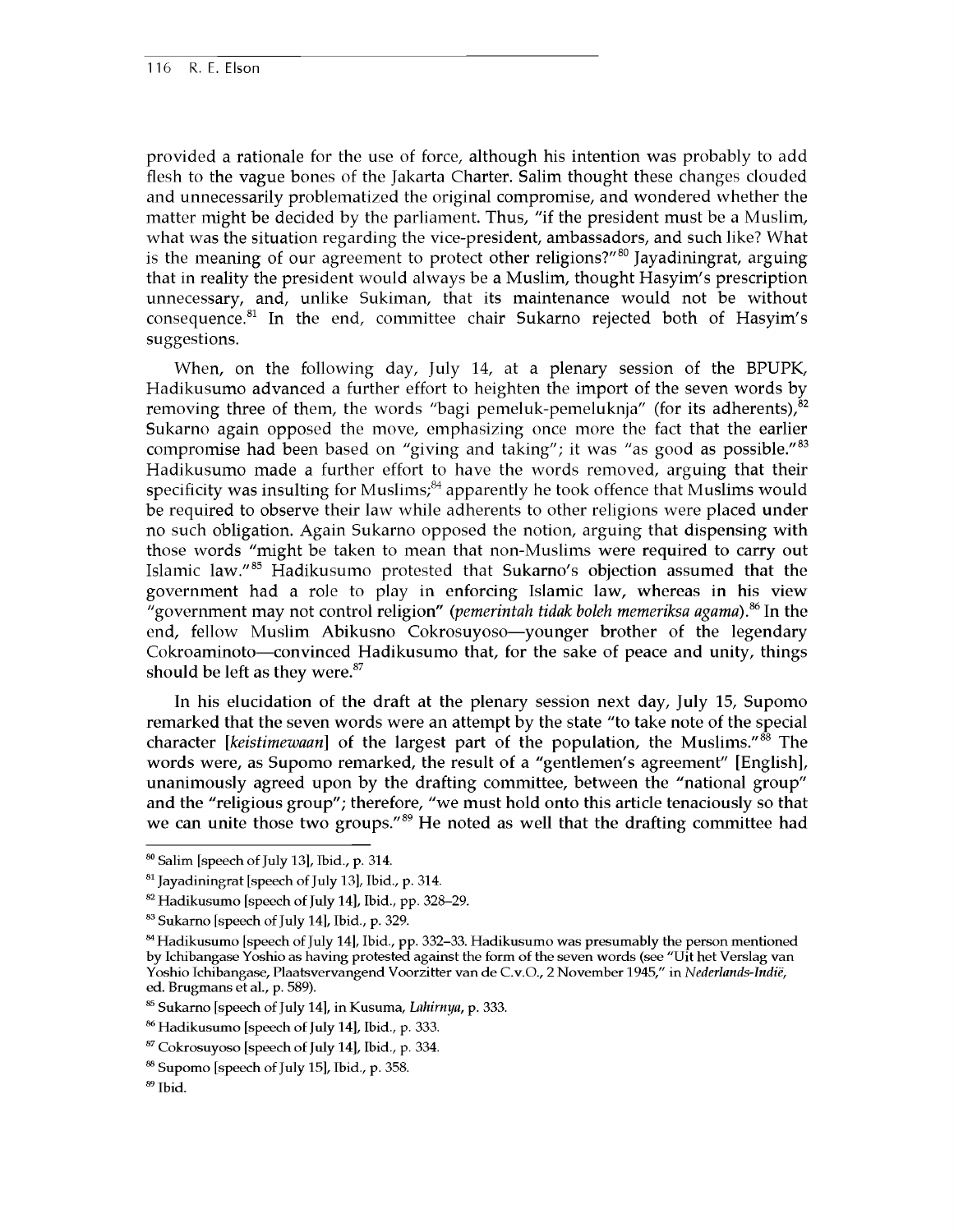provided a rationale for the use of force, although his intention was probably to add flesh to the vague bones of the Jakarta Charter. Salim thought these changes clouded and unnecessarily problematized the original compromise, and wondered whether the matter might be decided by the parliament. Thus, "if the president must be a Muslim, what was the situation regarding the vice-president, ambassadors, and such like? What is the meaning of our agreement to protect other religions?"[80] Jayadiningrat, arguing that in reality the president would always be a Muslim, thought Hasyim's prescription unnecessary, and, unlike Sukiman, that its maintenance would not be without consequence.[81] In the end, committee chair Sukarno rejected both of Hasyim's suggestions.

When, on the following day, July 14, at a plenary session of the BPUPK, Hadikusumo advanced a further effort to heighten the import of the seven words by removing three of them, the words "bagi pemeluk-pemeluknja" (for its adherents),[82] Sukarno again opposed the move, emphasizing once more the fact that the earlier compromise had been based on "giving and taking"; it was "as good as possible."[83] Hadikusumo made a further effort to have the words removed, arguing that their specificity was insulting for Muslims;[84] apparently he took offence that Muslims would be required to observe their law while adherents to other religions were placed under no such obligation. Again Sukarno opposed the notion, arguing that dispensing with those words "might be taken to mean that non-Muslims were required to carry out Islamic law."[85] Hadikusumo protested that Sukarno's objection assumed that the government had a role to play in enforcing Islamic law, whereas in his view "government may not control religion" (*pemerintah tidak boleh memeriksa agama*).[86] In the end, fellow Muslim Abikusno Cokrosuyoso—younger brother of the legendary Cokroaminoto—convinced Hadikusumo that, for the sake of peace and unity, things should be left as they were.[87]

In his elucidation of the draft at the plenary session next day, July 15, Supomo remarked that the seven words were an attempt by the state "to take note of the special character [*keistimewaan*] of the largest part of the population, the Muslims."[88] The words were, as Supomo remarked, the result of a "gentlemen's agreement" [English], unanimously agreed upon by the drafting committee, between the "national group" and the "religious group"; therefore, "we must hold onto this article tenaciously so that we can unite those two groups."[89] He noted as well that the drafting committee had

---

[80] Salim [speech of July 13], Ibid., p. 314.

[81] Jayadiningrat [speech of July 13], Ibid., p. 314.

[82] Hadikusumo [speech of July 14], Ibid., pp. 328–29.

[83] Sukarno [speech of July 14], Ibid., p. 329.

[84] Hadikusumo [speech of July 14], Ibid., pp. 332–33. Hadikusumo was presumably the person mentioned by Ichibangase Yoshio as having protested against the form of the seven words (see "Uit het Verslag van Yoshio Ichibangase, Plaatsvervangend Voorzitter van de C.v.O., 2 November 1945," in *Nederlands-Indië*, ed. Brugmans et al., p. 589).

[85] Sukarno [speech of July 14], in Kusuma, *Lahirnya*, p. 333.

[86] Hadikusumo [speech of July 14], Ibid., p. 333.

[87] Cokrosuyoso [speech of July 14], Ibid., p. 334.

[88] Supomo [speech of July 15], Ibid., p. 358.

[89] Ibid.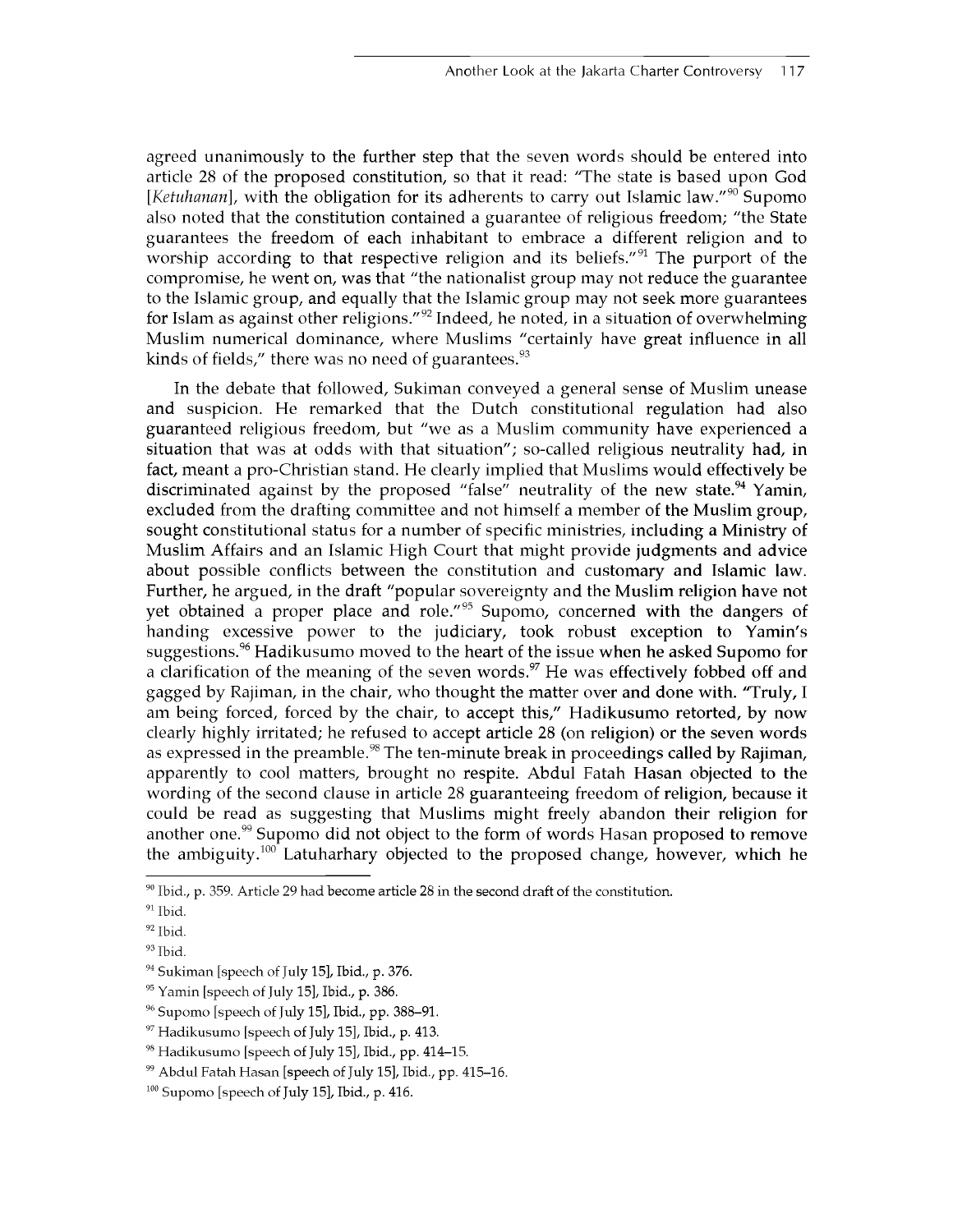agreed unanimously to the further step that the seven words should be entered into article 28 of the proposed constitution, so that it read: "The state is based upon God [*Ketuhanan*], with the obligation for its adherents to carry out Islamic law."[90] Supomo also noted that the constitution contained a guarantee of religious freedom; "the State guarantees the freedom of each inhabitant to embrace a different religion and to worship according to that respective religion and its beliefs."[91] The purport of the compromise, he went on, was that "the nationalist group may not reduce the guarantee to the Islamic group, and equally that the Islamic group may not seek more guarantees for Islam as against other religions."[92] Indeed, he noted, in a situation of overwhelming Muslim numerical dominance, where Muslims "certainly have great influence in all kinds of fields," there was no need of guarantees.[93]

In the debate that followed, Sukiman conveyed a general sense of Muslim unease and suspicion. He remarked that the Dutch constitutional regulation had also guaranteed religious freedom, but "we as a Muslim community have experienced a situation that was at odds with that situation"; so-called religious neutrality had, in fact, meant a pro-Christian stand. He clearly implied that Muslims would effectively be discriminated against by the proposed "false" neutrality of the new state.[94] Yamin, excluded from the drafting committee and not himself a member of the Muslim group, sought constitutional status for a number of specific ministries, including a Ministry of Muslim Affairs and an Islamic High Court that might provide judgments and advice about possible conflicts between the constitution and customary and Islamic law. Further, he argued, in the draft "popular sovereignty and the Muslim religion have not yet obtained a proper place and role."[95] Supomo, concerned with the dangers of handing excessive power to the judiciary, took robust exception to Yamin's suggestions.[96] Hadikusumo moved to the heart of the issue when he asked Supomo for a clarification of the meaning of the seven words.[97] He was effectively fobbed off and gagged by Rajiman, in the chair, who thought the matter over and done with. "Truly, I am being forced, forced by the chair, to accept this," Hadikusumo retorted, by now clearly highly irritated; he refused to accept article 28 (on religion) or the seven words as expressed in the preamble.[98] The ten-minute break in proceedings called by Rajiman, apparently to cool matters, brought no respite. Abdul Fatah Hasan objected to the wording of the second clause in article 28 guaranteeing freedom of religion, because it could be read as suggesting that Muslims might freely abandon their religion for another one.[99] Supomo did not object to the form of words Hasan proposed to remove the ambiguity.[100] Latuharhary objected to the proposed change, however, which he

---

[90] Ibid., p. 359. Article 29 had become article 28 in the second draft of the constitution.

[91] Ibid.

[92] Ibid.

[93] Ibid.

[94] Sukiman [speech of July 15], Ibid., p. 376.

[95] Yamin [speech of July 15], Ibid., p. 386.

[96] Supomo [speech of July 15], Ibid., pp. 388–91.

[97] Hadikusumo [speech of July 15], Ibid., p. 413.

[98] Hadikusumo [speech of July 15], Ibid., pp. 414–15.

[99] Abdul Fatah Hasan [speech of July 15], Ibid., pp. 415–16.

[100] Supomo [speech of July 15], Ibid., p. 416.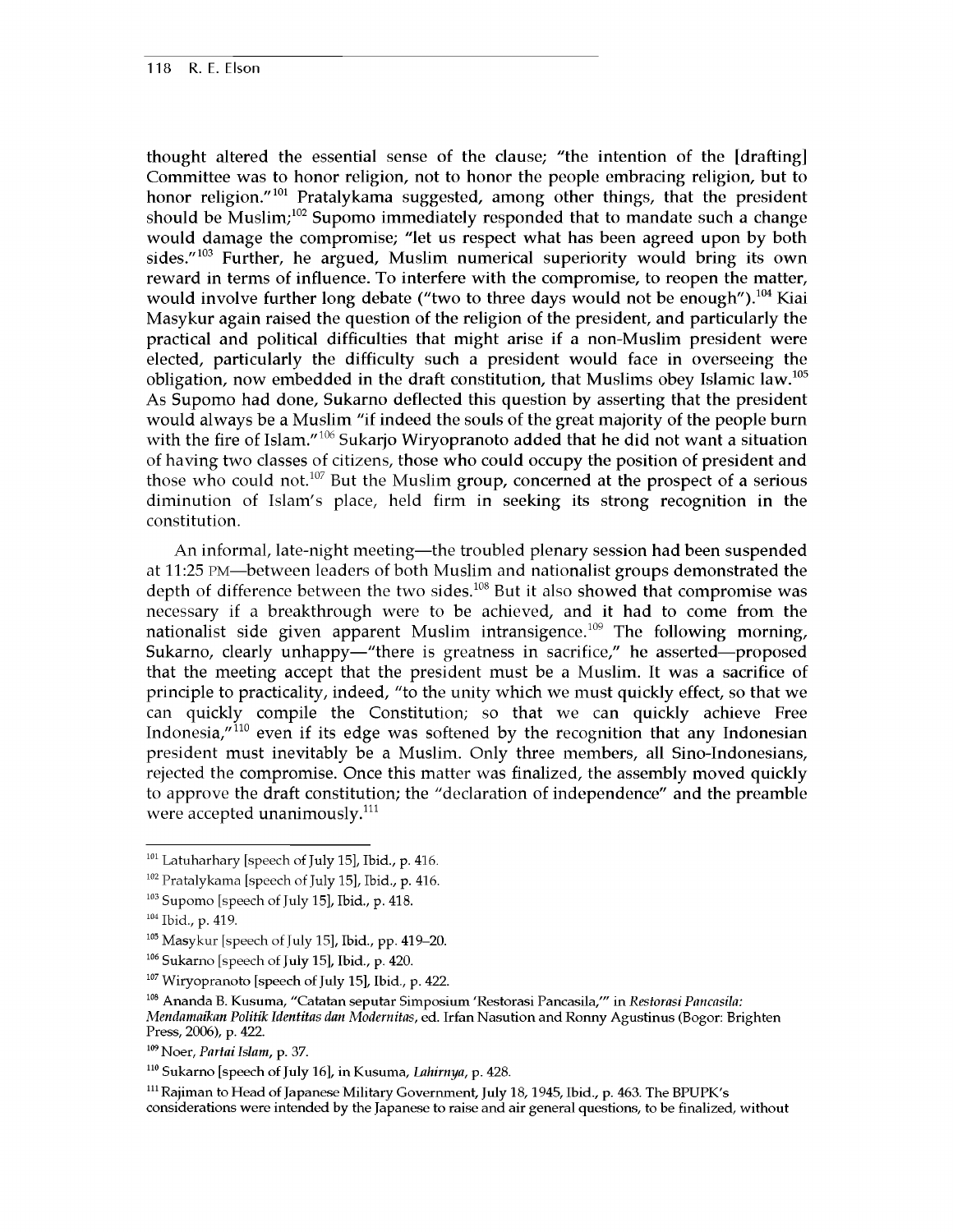thought altered the essential sense of the clause; "the intention of the [drafting] Committee was to honor religion, not to honor the people embracing religion, but to honor religion."[101] Pratalykama suggested, among other things, that the president should be Muslim;[102] Supomo immediately responded that to mandate such a change would damage the compromise; "let us respect what has been agreed upon by both sides."[103] Further, he argued, Muslim numerical superiority would bring its own reward in terms of influence. To interfere with the compromise, to reopen the matter, would involve further long debate ("two to three days would not be enough").[104] Kiai Masykur again raised the question of the religion of the president, and particularly the practical and political difficulties that might arise if a non-Muslim president were elected, particularly the difficulty such a president would face in overseeing the obligation, now embedded in the draft constitution, that Muslims obey Islamic law.[105] As Supomo had done, Sukarno deflected this question by asserting that the president would always be a Muslim "if indeed the souls of the great majority of the people burn with the fire of Islam."[106] Sukarjo Wiryopranoto added that he did not want a situation of having two classes of citizens, those who could occupy the position of president and those who could not.[107] But the Muslim group, concerned at the prospect of a serious diminution of Islam's place, held firm in seeking its strong recognition in the constitution.

An informal, late-night meeting—the troubled plenary session had been suspended at 11:25 PM—between leaders of both Muslim and nationalist groups demonstrated the depth of difference between the two sides.[108] But it also showed that compromise was necessary if a breakthrough were to be achieved, and it had to come from the nationalist side given apparent Muslim intransigence.[109] The following morning, Sukarno, clearly unhappy—"there is greatness in sacrifice," he asserted—proposed that the meeting accept that the president must be a Muslim. It was a sacrifice of principle to practicality, indeed, "to the unity which we must quickly effect, so that we can quickly compile the Constitution; so that we can quickly achieve Free Indonesia,"[110] even if its edge was softened by the recognition that any Indonesian president must inevitably be a Muslim. Only three members, all Sino-Indonesians, rejected the compromise. Once this matter was finalized, the assembly moved quickly to approve the draft constitution; the "declaration of independence" and the preamble were accepted unanimously.[111]

---

[101] Latuharhary [speech of July 15], Ibid., p. 416.

[102] Pratalykama [speech of July 15], Ibid., p. 416.

[103] Supomo [speech of July 15], Ibid., p. 418.

[104] Ibid., p. 419.

[105] Masykur [speech of July 15], Ibid., pp. 419–20.

[106] Sukarno [speech of July 15], Ibid., p. 420.

[107] Wiryopranoto [speech of July 15], Ibid., p. 422.

[108] Ananda B. Kusuma, "Catatan seputar Simposium 'Restorasi Pancasila,'" in *Restorasi Pancasila: Mendamaikan Politik Identitas dan Modernitas*, ed. Irfan Nasution and Ronny Agustinus (Bogor: Brighten Press, 2006), p. 422.

[109] Noer, *Partai Islam*, p. 37.

[110] Sukarno [speech of July 16], in Kusuma, *Lahirnya*, p. 428.

[111] Rajiman to Head of Japanese Military Government, July 18, 1945, Ibid., p. 463. The BPUPK's considerations were intended by the Japanese to raise and air general questions, to be finalized, without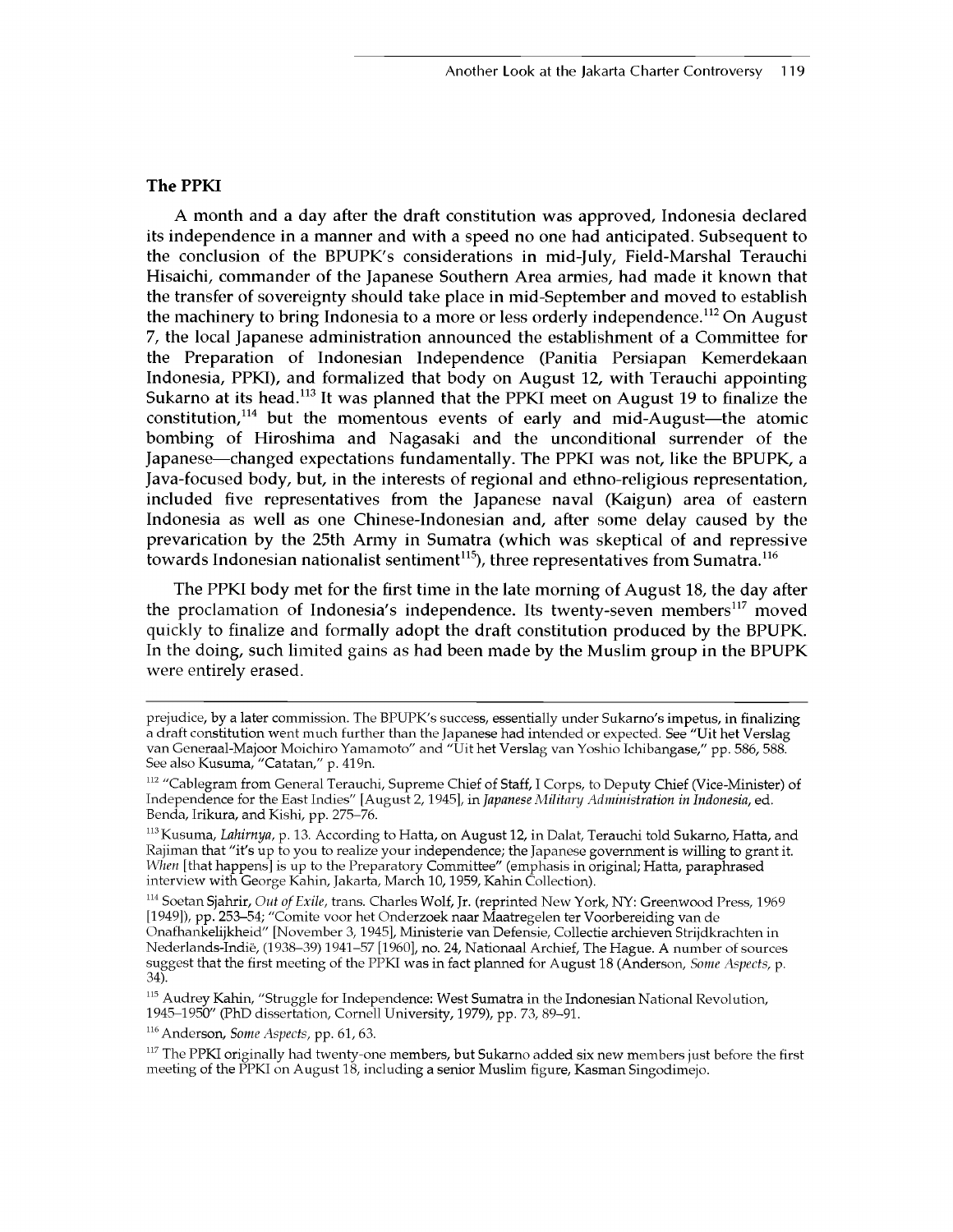## The PPKI

A month and a day after the draft constitution was approved, Indonesia declared its independence in a manner and with a speed no one had anticipated. Subsequent to the conclusion of the BPUPK's considerations in mid-July, Field-Marshal Terauchi Hisaichi, commander of the Japanese Southern Area armies, had made it known that the transfer of sovereignty should take place in mid-September and moved to establish the machinery to bring Indonesia to a more or less orderly independence.[112] On August 7, the local Japanese administration announced the establishment of a Committee for the Preparation of Indonesian Independence (Panitia Persiapan Kemerdekaan Indonesia, PPKI), and formalized that body on August 12, with Terauchi appointing Sukarno at its head.[113] It was planned that the PPKI meet on August 19 to finalize the constitution,[114] but the momentous events of early and mid-August—the atomic bombing of Hiroshima and Nagasaki and the unconditional surrender of the Japanese—changed expectations fundamentally. The PPKI was not, like the BPUPK, a Java-focused body, but, in the interests of regional and ethno-religious representation, included five representatives from the Japanese naval (Kaigun) area of eastern Indonesia as well as one Chinese-Indonesian and, after some delay caused by the prevarication by the 25th Army in Sumatra (which was skeptical of and repressive towards Indonesian nationalist sentiment[115]), three representatives from Sumatra.[116]

The PPKI body met for the first time in the late morning of August 18, the day after the proclamation of Indonesia's independence. Its twenty-seven members[117] moved quickly to finalize and formally adopt the draft constitution produced by the BPUPK. In the doing, such limited gains as had been made by the Muslim group in the BPUPK were entirely erased.

---

prejudice, by a later commission. The BPUPK's success, essentially under Sukarno's impetus, in finalizing a draft constitution went much further than the Japanese had intended or expected. See "Uit het Verslag van Generaal-Majoor Moichiro Yamamoto" and "Uit het Verslag van Yoshio Ichibangase," pp. 586, 588. See also Kusuma, "Catatan," p. 419n.

[112] "Cablegram from General Terauchi, Supreme Chief of Staff, I Corps, to Deputy Chief (Vice-Minister) of Independence for the East Indies" [August 2, 1945], in *Japanese Military Administration in Indonesia*, ed. Benda, Irikura, and Kishi, pp. 275–76.

[113] Kusuma, *Lahirnya*, p. 13. According to Hatta, on August 12, in Dalat, Terauchi told Sukarno, Hatta, and Rajiman that "it's up to you to realize your independence; the Japanese government is willing to grant it. *When* [that happens] is up to the Preparatory Committee" (emphasis in original; Hatta, paraphrased interview with George Kahin, Jakarta, March 10, 1959, Kahin Collection).

[114] Soetan Sjahrir, *Out of Exile*, trans. Charles Wolf, Jr. (reprinted New York, NY: Greenwood Press, 1969 [1949]), pp. 253–54; "Comite voor het Onderzoek naar Maatregelen ter Voorbereiding van de Onafhankelijkheid" [November 3, 1945], Ministerie van Defensie, Collectie archieven Strijdkrachten in Nederlands-Indië, (1938–39) 1941–57 [1960], no. 24, Nationaal Archief, The Hague. A number of sources suggest that the first meeting of the PPKI was in fact planned for August 18 (Anderson, *Some Aspects*, p. 34).

[115] Audrey Kahin, "Struggle for Independence: West Sumatra in the Indonesian National Revolution, 1945–1950" (PhD dissertation, Cornell University, 1979), pp. 73, 89–91.

[116] Anderson, *Some Aspects*, pp. 61, 63.

[117] The PPKI originally had twenty-one members, but Sukarno added six new members just before the first meeting of the PPKI on August 18, including a senior Muslim figure, Kasman Singodimejo.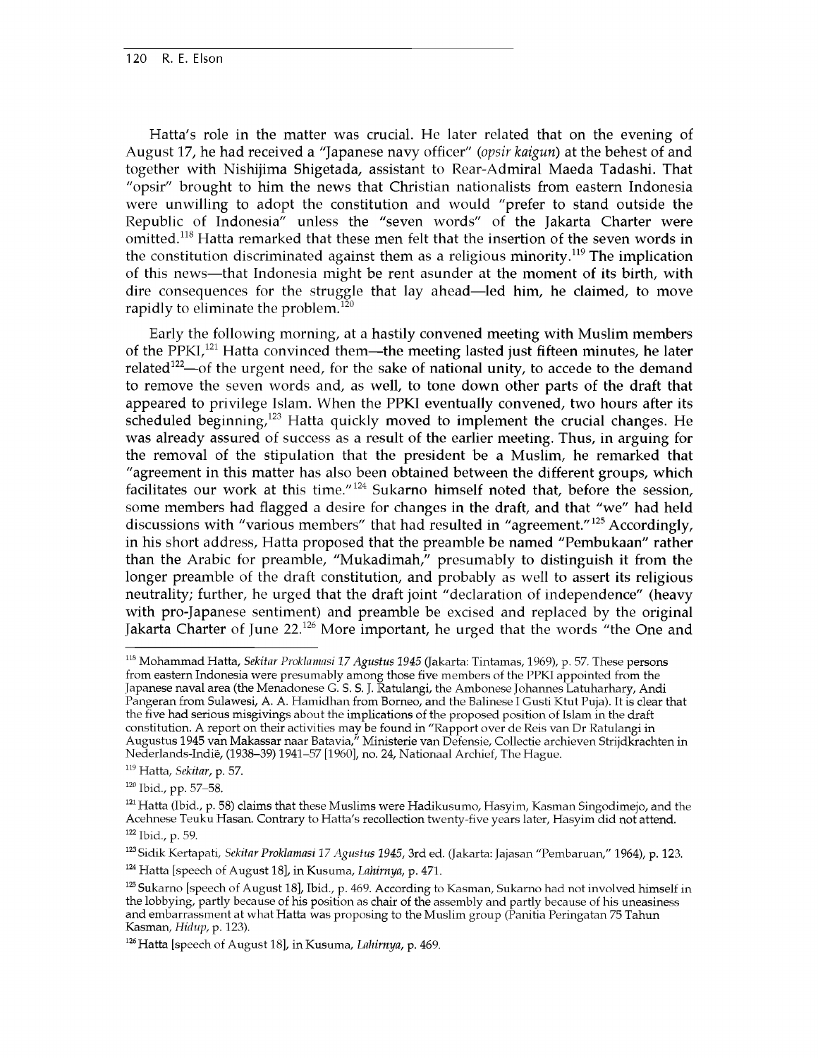Hatta's role in the matter was crucial. He later related that on the evening of August 17, he had received a "Japanese navy officer" (*opsir kaigun*) at the behest of and together with Nishijima Shigetada, assistant to Rear-Admiral Maeda Tadashi. That "opsir" brought to him the news that Christian nationalists from eastern Indonesia were unwilling to adopt the constitution and would "prefer to stand outside the Republic of Indonesia" unless the "seven words" of the Jakarta Charter were omitted.[118] Hatta remarked that these men felt that the insertion of the seven words in the constitution discriminated against them as a religious minority.[119] The implication of this news—that Indonesia might be rent asunder at the moment of its birth, with dire consequences for the struggle that lay ahead—led him, he claimed, to move rapidly to eliminate the problem.[120]

Early the following morning, at a hastily convened meeting with Muslim members of the PPKI,[121] Hatta convinced them—the meeting lasted just fifteen minutes, he later related[122]—of the urgent need, for the sake of national unity, to accede to the demand to remove the seven words and, as well, to tone down other parts of the draft that appeared to privilege Islam. When the PPKI eventually convened, two hours after its scheduled beginning,[123] Hatta quickly moved to implement the crucial changes. He was already assured of success as a result of the earlier meeting. Thus, in arguing for the removal of the stipulation that the president be a Muslim, he remarked that "agreement in this matter has also been obtained between the different groups, which facilitates our work at this time."[124] Sukarno himself noted that, before the session, some members had flagged a desire for changes in the draft, and that "we" had held discussions with "various members" that had resulted in "agreement."[125] Accordingly, in his short address, Hatta proposed that the preamble be named "Pembukaan" rather than the Arabic for preamble, "Mukadimah," presumably to distinguish it from the longer preamble of the draft constitution, and probably as well to assert its religious neutrality; further, he urged that the draft joint "declaration of independence" (heavy with pro-Japanese sentiment) and preamble be excised and replaced by the original Jakarta Charter of June 22.[126] More important, he urged that the words "the One and

---

[118] Mohammad Hatta, *Sekitar Proklamasi 17 Agustus 1945* (Jakarta: Tintamas, 1969), p. 57. These persons from eastern Indonesia were presumably among those five members of the PPKI appointed from the Japanese naval area (the Menadonese G. S. S. J. Ratulangi, the Ambonese Johannes Latuharhary, Andi Pangeran from Sulawesi, A. A. Hamidhan from Borneo, and the Balinese I Gusti Ktut Puja). It is clear that the five had serious misgivings about the implications of the proposed position of Islam in the draft constitution. A report on their activities may be found in "Rapport over de Reis van Dr Ratulangi in Augustus 1945 van Makassar naar Batavia," Ministerie van Defensie, Collectie archieven Strijdkrachten in Nederlands-Indië, (1938–39) 1941–57 [1960], no. 24, Nationaal Archief, The Hague.

[119] Hatta, *Sekitar*, p. 57.

[120] Ibid., pp. 57–58.

[121] Hatta (Ibid., p. 58) claims that these Muslims were Hadikusumo, Hasyim, Kasman Singodimejo, and the Acehnese Teuku Hasan. Contrary to Hatta's recollection twenty-five years later, Hasyim did not attend.

[122] Ibid., p. 59.

[123] Sidik Kertapati, *Sekitar Proklamasi 17 Agustus 1945*, 3rd ed. (Jakarta: Jajasan "Pembaruan," 1964), p. 123.

[124] Hatta [speech of August 18], in Kusuma, *Lahirnya*, p. 471.

[125] Sukarno [speech of August 18], Ibid., p. 469. According to Kasman, Sukarno had not involved himself in the lobbying, partly because of his position as chair of the assembly and partly because of his uneasiness and embarrassment at what Hatta was proposing to the Muslim group (Panitia Peringatan 75 Tahun Kasman, *Hidup*, p. 123).

[126] Hatta [speech of August 18], in Kusuma, *Lahirnya*, p. 469.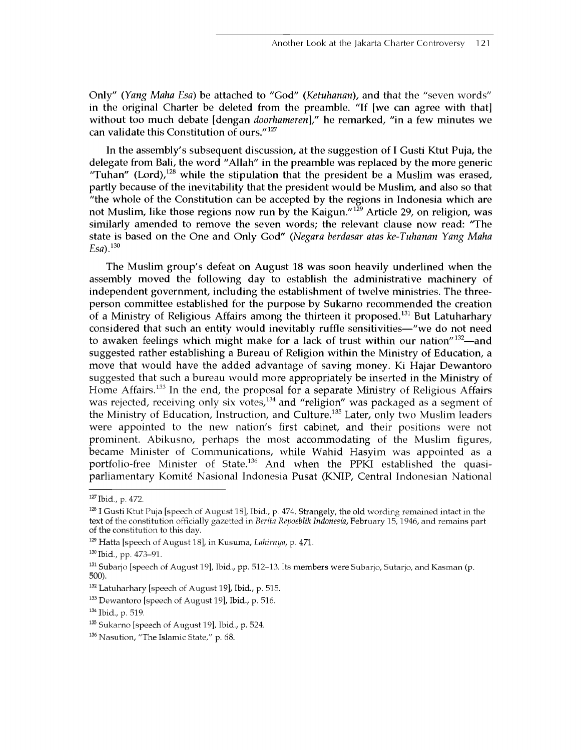Only" (*Yang Maha Esa*) be attached to "God" (*Ketuhanan*), and that the "seven words" in the original Charter be deleted from the preamble. "If [we can agree with that] without too much debate [dengan *doorhameren*]," he remarked, "in a few minutes we can validate this Constitution of ours."[127]

In the assembly's subsequent discussion, at the suggestion of I Gusti Ktut Puja, the delegate from Bali, the word "Allah" in the preamble was replaced by the more generic "Tuhan" (Lord),[128] while the stipulation that the president be a Muslim was erased, partly because of the inevitability that the president would be Muslim, and also so that "the whole of the Constitution can be accepted by the regions in Indonesia which are not Muslim, like those regions now run by the Kaigun."[129] Article 29, on religion, was similarly amended to remove the seven words; the relevant clause now read: "The state is based on the One and Only God" (*Negara berdasar atas ke-Tuhanan Yang Maha Esa*).[130]

The Muslim group's defeat on August 18 was soon heavily underlined when the assembly moved the following day to establish the administrative machinery of independent government, including the establishment of twelve ministries. The three-person committee established for the purpose by Sukarno recommended the creation of a Ministry of Religious Affairs among the thirteen it proposed.[131] But Latuharhary considered that such an entity would inevitably ruffle sensitivities—"we do not need to awaken feelings which might make for a lack of trust within our nation"[132]—and suggested rather establishing a Bureau of Religion within the Ministry of Education, a move that would have the added advantage of saving money. Ki Hajar Dewantoro suggested that such a bureau would more appropriately be inserted in the Ministry of Home Affairs.[133] In the end, the proposal for a separate Ministry of Religious Affairs was rejected, receiving only six votes,[134] and "religion" was packaged as a segment of the Ministry of Education, Instruction, and Culture.[135] Later, only two Muslim leaders were appointed to the new nation's first cabinet, and their positions were not prominent. Abikusno, perhaps the most accommodating of the Muslim figures, became Minister of Communications, while Wahid Hasyim was appointed as a portfolio-free Minister of State.[136] And when the PPKI established the quasi-parliamentary Komité Nasional Indonesia Pusat (KNIP, Central Indonesian National

---

[127] Ibid., p. 472.

[128] I Gusti Ktut Puja [speech of August 18], Ibid., p. 474. Strangely, the old wording remained intact in the text of the constitution officially gazetted in *Berita Repoeblik Indonesia*, February 15, 1946, and remains part of the constitution to this day.

[129] Hatta [speech of August 18], in Kusuma, *Lahirnya*, p. 471.

[130] Ibid., pp. 473–91.

[131] Subarjo [speech of August 19], Ibid., pp. 512–13. Its members were Subarjo, Sutarjo, and Kasman (p. 500).

[132] Latuharhary [speech of August 19], Ibid., p. 515.

[133] Dewantoro [speech of August 19], Ibid., p. 516.

[134] Ibid., p. 519.

[135] Sukarno [speech of August 19], Ibid., p. 524.

[136] Nasution, "The Islamic State," p. 68.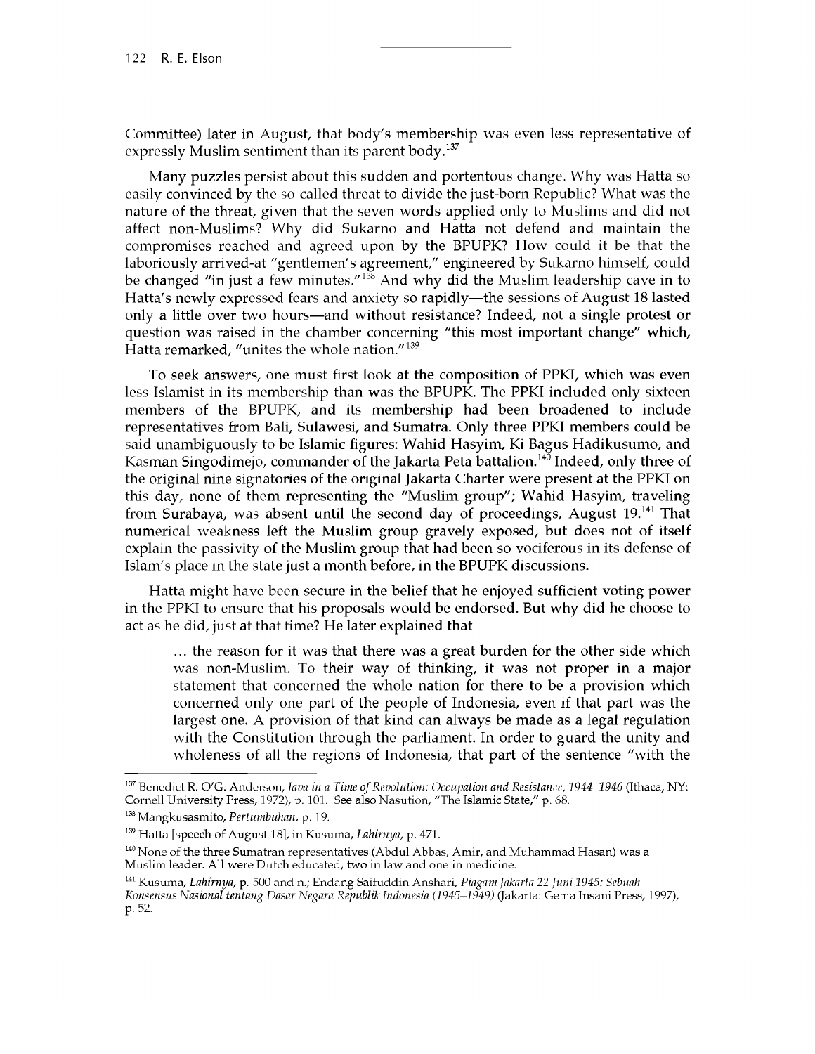Committee) later in August, that body's membership was even less representative of expressly Muslim sentiment than its parent body.[137]

Many puzzles persist about this sudden and portentous change. Why was Hatta so easily convinced by the so-called threat to divide the just-born Republic? What was the nature of the threat, given that the seven words applied only to Muslims and did not affect non-Muslims? Why did Sukarno and Hatta not defend and maintain the compromises reached and agreed upon by the BPUPK? How could it be that the laboriously arrived-at "gentlemen's agreement," engineered by Sukarno himself, could be changed "in just a few minutes."[138] And why did the Muslim leadership cave in to Hatta's newly expressed fears and anxiety so rapidly—the sessions of August 18 lasted only a little over two hours—and without resistance? Indeed, not a single protest or question was raised in the chamber concerning "this most important change" which, Hatta remarked, "unites the whole nation."[139]

To seek answers, one must first look at the composition of PPKI, which was even less Islamist in its membership than was the BPUPK. The PPKI included only sixteen members of the BPUPK, and its membership had been broadened to include representatives from Bali, Sulawesi, and Sumatra. Only three PPKI members could be said unambiguously to be Islamic figures: Wahid Hasyim, Ki Bagus Hadikusumo, and Kasman Singodimejo, commander of the Jakarta Peta battalion.[140] Indeed, only three of the original nine signatories of the original Jakarta Charter were present at the PPKI on this day, none of them representing the "Muslim group"; Wahid Hasyim, traveling from Surabaya, was absent until the second day of proceedings, August 19.[141] That numerical weakness left the Muslim group gravely exposed, but does not of itself explain the passivity of the Muslim group that had been so vociferous in its defense of Islam's place in the state just a month before, in the BPUPK discussions.

Hatta might have been secure in the belief that he enjoyed sufficient voting power in the PPKI to ensure that his proposals would be endorsed. But why did he choose to act as he did, just at that time? He later explained that

> ... the reason for it was that there was a great burden for the other side which was non-Muslim. To their way of thinking, it was not proper in a major statement that concerned the whole nation for there to be a provision which concerned only one part of the people of Indonesia, even if that part was the largest one. A provision of that kind can always be made as a legal regulation with the Constitution through the parliament. In order to guard the unity and wholeness of all the regions of Indonesia, that part of the sentence "with the

---

[137] Benedict R. O'G. Anderson, *Java in a Time of Revolution: Occupation and Resistance, 1944–1946* (Ithaca, NY: Cornell University Press, 1972), p. 101. See also Nasution, "The Islamic State," p. 68.

[138] Mangkusasmito, *Pertumbuhan*, p. 19.

[139] Hatta [speech of August 18], in Kusuma, *Lahirnya*, p. 471.

[140] None of the three Sumatran representatives (Abdul Abbas, Amir, and Muhammad Hasan) was a Muslim leader. All were Dutch educated, two in law and one in medicine.

[141] Kusuma, *Lahirnya*, p. 500 and n.; Endang Saifuddin Anshari, *Piagam Jakarta 22 Juni 1945: Sebuah Konsensus Nasional tentang Dasar Negara Republik Indonesia (1945–1949)* (Jakarta: Gema Insani Press, 1997), p. 52.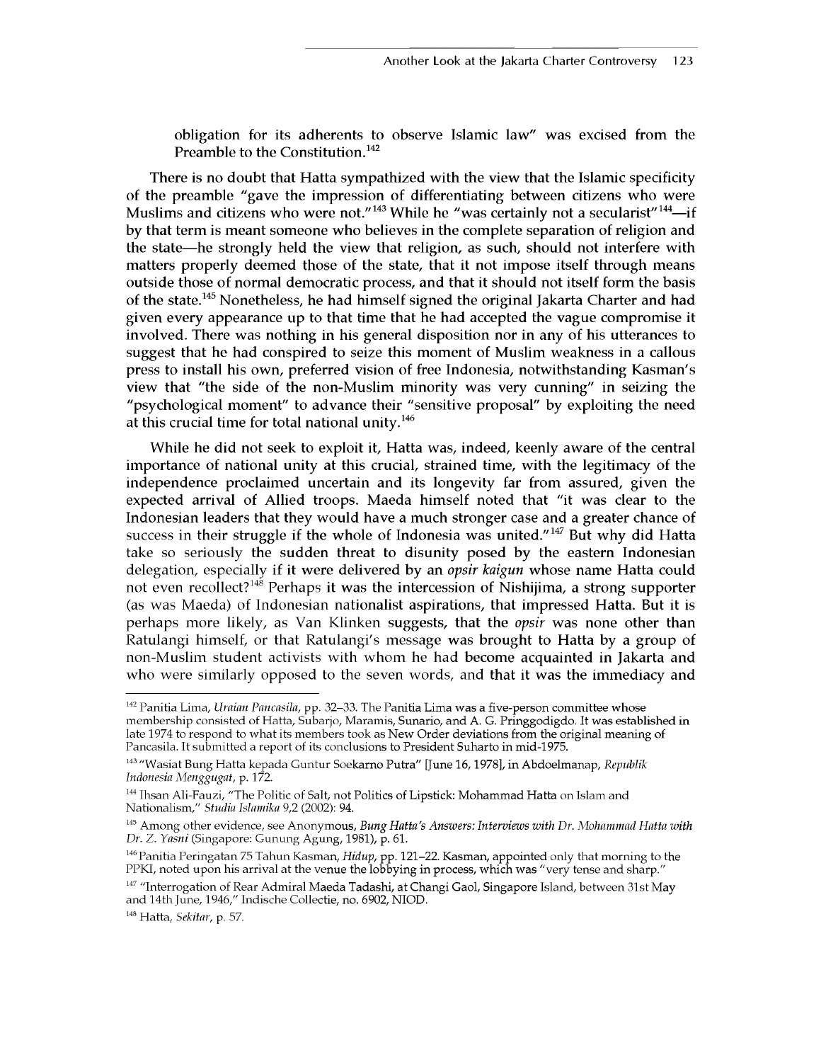obligation for its adherents to observe Islamic law" was excised from the Preamble to the Constitution.[142]

There is no doubt that Hatta sympathized with the view that the Islamic specificity of the preamble "gave the impression of differentiating between citizens who were Muslims and citizens who were not."[143] While he "was certainly not a secularist"[144]—if by that term is meant someone who believes in the complete separation of religion and the state—he strongly held the view that religion, as such, should not interfere with matters properly deemed those of the state, that it not impose itself through means outside those of normal democratic process, and that it should not itself form the basis of the state.[145] Nonetheless, he had himself signed the original Jakarta Charter and had given every appearance up to that time that he had accepted the vague compromise it involved. There was nothing in his general disposition nor in any of his utterances to suggest that he had conspired to seize this moment of Muslim weakness in a callous press to install his own, preferred vision of free Indonesia, notwithstanding Kasman's view that "the side of the non-Muslim minority was very cunning" in seizing the "psychological moment" to advance their "sensitive proposal" by exploiting the need at this crucial time for total national unity.[146]

While he did not seek to exploit it, Hatta was, indeed, keenly aware of the central importance of national unity at this crucial, strained time, with the legitimacy of the independence proclaimed uncertain and its longevity far from assured, given the expected arrival of Allied troops. Maeda himself noted that "it was clear to the Indonesian leaders that they would have a much stronger case and a greater chance of success in their struggle if the whole of Indonesia was united."[147] But why did Hatta take so seriously the sudden threat to disunity posed by the eastern Indonesian delegation, especially if it were delivered by an *opsir kaigun* whose name Hatta could not even recollect?[148] Perhaps it was the intercession of Nishijima, a strong supporter (as was Maeda) of Indonesian nationalist aspirations, that impressed Hatta. But it is perhaps more likely, as Van Klinken suggests, that the *opsir* was none other than Ratulangi himself, or that Ratulangi's message was brought to Hatta by a group of non-Muslim student activists with whom he had become acquainted in Jakarta and who were similarly opposed to the seven words, and that it was the immediacy and

---

[142] Panitia Lima, *Uraian Pancasila*, pp. 32–33. The Panitia Lima was a five-person committee whose membership consisted of Hatta, Subarjo, Maramis, Sunario, and A. G. Pringgodigdo. It was established in late 1974 to respond to what its members took as New Order deviations from the original meaning of Pancasila. It submitted a report of its conclusions to President Suharto in mid-1975.

[143] "Wasiat Bung Hatta kepada Guntur Soekarno Putra" [June 16, 1978], in Abdoelmanap, *Republik Indonesia Menggugat*, p. 172.

[144] Ihsan Ali-Fauzi, "The Politic of Salt, not Politics of Lipstick: Mohammad Hatta on Islam and Nationalism," *Studia Islamika* 9,2 (2002): 94.

[145] Among other evidence, see Anonymous, *Bung Hatta's Answers: Interviews with Dr. Mohammad Hatta with Dr. Z. Yasni* (Singapore: Gunung Agung, 1981), p. 61.

[146] Panitia Peringatan 75 Tahun Kasman, *Hidup*, pp. 121–22. Kasman, appointed only that morning to the PPKI, noted upon his arrival at the venue the lobbying in process, which was "very tense and sharp."

[147] "Interrogation of Rear Admiral Maeda Tadashi, at Changi Gaol, Singapore Island, between 31st May and 14th June, 1946," Indische Collectie, no. 6902, NIOD.

[148] Hatta, *Sekitar*, p. 57.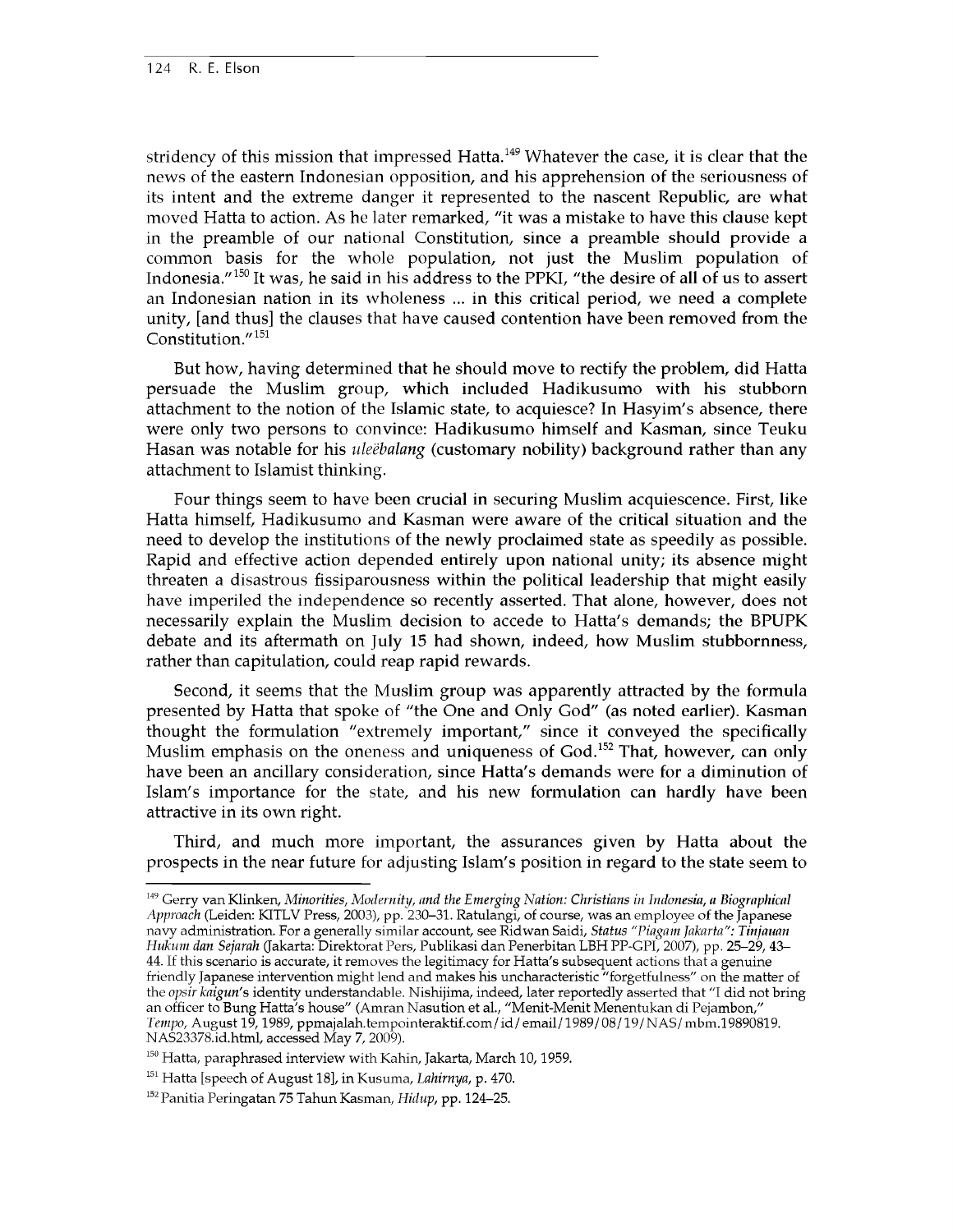stridency of this mission that impressed Hatta.[149] Whatever the case, it is clear that the news of the eastern Indonesian opposition, and his apprehension of the seriousness of its intent and the extreme danger it represented to the nascent Republic, are what moved Hatta to action. As he later remarked, "it was a mistake to have this clause kept in the preamble of our national Constitution, since a preamble should provide a common basis for the whole population, not just the Muslim population of Indonesia."[150] It was, he said in his address to the PPKI, "the desire of all of us to assert an Indonesian nation in its wholeness ... in this critical period, we need a complete unity, [and thus] the clauses that have caused contention have been removed from the Constitution."[151]

But how, having determined that he should move to rectify the problem, did Hatta persuade the Muslim group, which included Hadikusumo with his stubborn attachment to the notion of the Islamic state, to acquiesce? In Hasyim's absence, there were only two persons to convince: Hadikusumo himself and Kasman, since Teuku Hasan was notable for his *uleëbalang* (customary nobility) background rather than any attachment to Islamist thinking.

Four things seem to have been crucial in securing Muslim acquiescence. First, like Hatta himself, Hadikusumo and Kasman were aware of the critical situation and the need to develop the institutions of the newly proclaimed state as speedily as possible. Rapid and effective action depended entirely upon national unity; its absence might threaten a disastrous fissiparousness within the political leadership that might easily have imperiled the independence so recently asserted. That alone, however, does not necessarily explain the Muslim decision to accede to Hatta's demands; the BPUPK debate and its aftermath on July 15 had shown, indeed, how Muslim stubbornness, rather than capitulation, could reap rapid rewards.

Second, it seems that the Muslim group was apparently attracted by the formula presented by Hatta that spoke of "the One and Only God" (as noted earlier). Kasman thought the formulation "extremely important," since it conveyed the specifically Muslim emphasis on the oneness and uniqueness of God.[152] That, however, can only have been an ancillary consideration, since Hatta's demands were for a diminution of Islam's importance for the state, and his new formulation can hardly have been attractive in its own right.

Third, and much more important, the assurances given by Hatta about the prospects in the near future for adjusting Islam's position in regard to the state seem to

---

[149] Gerry van Klinken, *Minorities, Modernity, and the Emerging Nation: Christians in Indonesia, a Biographical Approach* (Leiden: KITLV Press, 2003), pp. 230–31. Ratulangi, of course, was an employee of the Japanese navy administration. For a generally similar account, see Ridwan Saidi, *Status "Piagam Jakarta": Tinjauan Hukum dan Sejarah* (Jakarta: Direktorat Pers, Publikasi dan Penerbitan LBH PP-GPI, 2007), pp. 25–29, 43–44. If this scenario is accurate, it removes the legitimacy for Hatta's subsequent actions that a genuine friendly Japanese intervention might lend and makes his uncharacteristic "forgetfulness" on the matter of the *opsir kaigun*'s identity understandable. Nishijima, indeed, later reportedly asserted that "I did not bring an officer to Bung Hatta's house" (Amran Nasution et al., "Menit-Menit Menentukan di Pejambon," *Tempo*, August 19, 1989, ppmajalah.tempointeraktif.com/id/email/1989/08/19/NAS/mbm.19890819.NAS23378.id.html, accessed May 7, 2009).

[150] Hatta, paraphrased interview with Kahin, Jakarta, March 10, 1959.

[151] Hatta [speech of August 18], in Kusuma, *Lahirnya*, p. 470.

[152] Panitia Peringatan 75 Tahun Kasman, *Hidup*, pp. 124–25.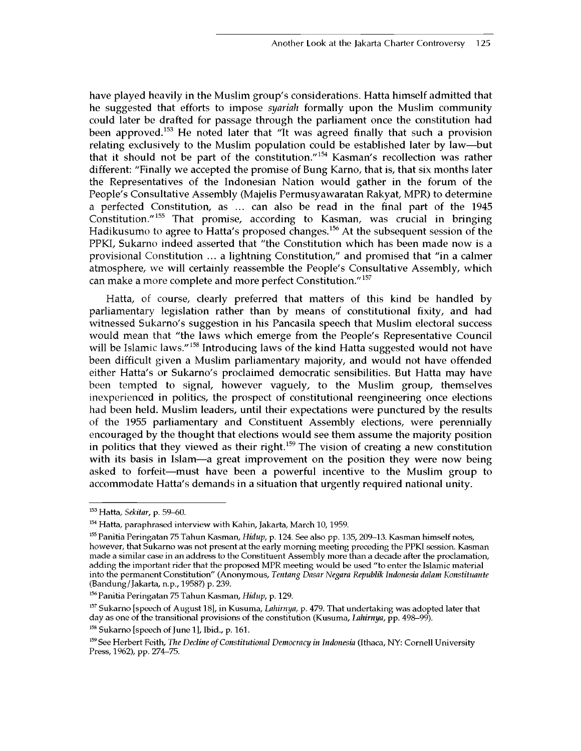have played heavily in the Muslim group's considerations. Hatta himself admitted that he suggested that efforts to impose *syariah* formally upon the Muslim community could later be drafted for passage through the parliament once the constitution had been approved.[153] He noted later that "It was agreed finally that such a provision relating exclusively to the Muslim population could be established later by law—but that it should not be part of the constitution."[154] Kasman's recollection was rather different: "Finally we accepted the promise of Bung Karno, that is, that six months later the Representatives of the Indonesian Nation would gather in the forum of the People's Consultative Assembly (Majelis Permusyawaratan Rakyat, MPR) to determine a perfected Constitution, as ... can also be read in the final part of the 1945 Constitution."[155] That promise, according to Kasman, was crucial in bringing Hadikusumo to agree to Hatta's proposed changes.[156] At the subsequent session of the PPKI, Sukarno indeed asserted that "the Constitution which has been made now is a provisional Constitution ... a lightning Constitution," and promised that "in a calmer atmosphere, we will certainly reassemble the People's Consultative Assembly, which can make a more complete and more perfect Constitution."[157]

Hatta, of course, clearly preferred that matters of this kind be handled by parliamentary legislation rather than by means of constitutional fixity, and had witnessed Sukarno's suggestion in his Pancasila speech that Muslim electoral success would mean that "the laws which emerge from the People's Representative Council will be Islamic laws."[158] Introducing laws of the kind Hatta suggested would not have been difficult given a Muslim parliamentary majority, and would not have offended either Hatta's or Sukarno's proclaimed democratic sensibilities. But Hatta may have been tempted to signal, however vaguely, to the Muslim group, themselves inexperienced in politics, the prospect of constitutional reengineering once elections had been held. Muslim leaders, until their expectations were punctured by the results of the 1955 parliamentary and Constituent Assembly elections, were perennially encouraged by the thought that elections would see them assume the majority position in politics that they viewed as their right.[159] The vision of creating a new constitution with its basis in Islam—a great improvement on the position they were now being asked to forfeit—must have been a powerful incentive to the Muslim group to accommodate Hatta's demands in a situation that urgently required national unity.

---

[153] Hatta, *Sekitar*, p. 59–60.

[154] Hatta, paraphrased interview with Kahin, Jakarta, March 10, 1959.

[155] Panitia Peringatan 75 Tahun Kasman, *Hidup*, p. 124. See also pp. 135, 209–13. Kasman himself notes, however, that Sukarno was not present at the early morning meeting preceding the PPKI session. Kasman made a similar case in an address to the Constituent Assembly more than a decade after the proclamation, adding the important rider that the proposed MPR meeting would be used "to enter the Islamic material into the permanent Constitution" (Anonymous, *Tentang Dasar Negara Republik Indonesia dalam Konstituante* (Bandung/Jakarta, n.p., 1958?) p. 239.

[156] Panitia Peringatan 75 Tahun Kasman, *Hidup*, p. 129.

[157] Sukarno [speech of August 18], in Kusuma, *Lahirnya*, p. 479. That undertaking was adopted later that day as one of the transitional provisions of the constitution (Kusuma, *Lahirnya*, pp. 498–99).

[158] Sukarno [speech of June 1], Ibid., p. 161.

[159] See Herbert Feith, *The Decline of Constitutional Democracy in Indonesia* (Ithaca, NY: Cornell University Press, 1962), pp. 274–75.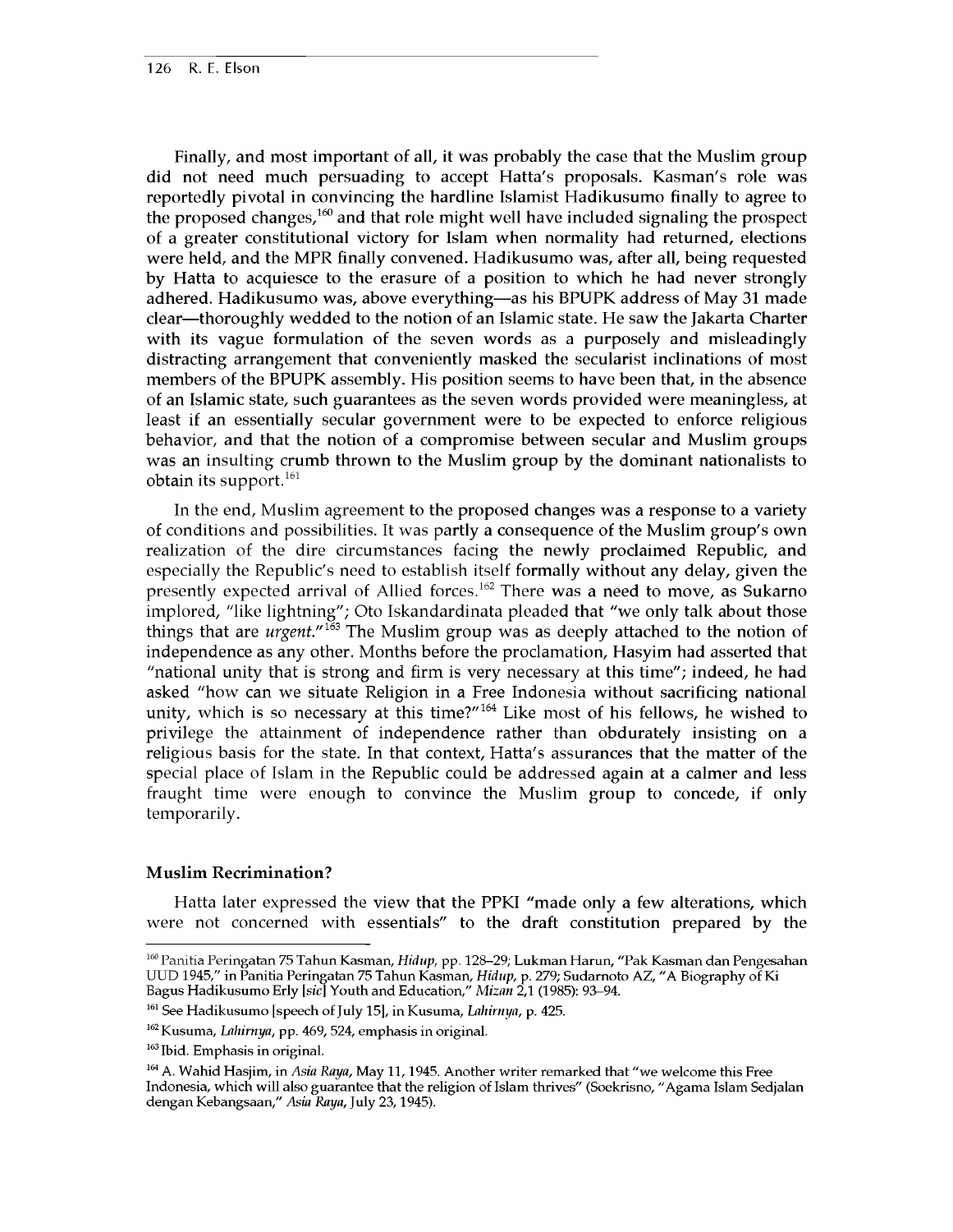Finally, and most important of all, it was probably the case that the Muslim group did not need much persuading to accept Hatta's proposals. Kasman's role was reportedly pivotal in convincing the hardline Islamist Hadikusumo finally to agree to the proposed changes,[160] and that role might well have included signaling the prospect of a greater constitutional victory for Islam when normality had returned, elections were held, and the MPR finally convened. Hadikusumo was, after all, being requested by Hatta to acquiesce to the erasure of a position to which he had never strongly adhered. Hadikusumo was, above everything—as his BPUPK address of May 31 made clear—thoroughly wedded to the notion of an Islamic state. He saw the Jakarta Charter with its vague formulation of the seven words as a purposely and misleadingly distracting arrangement that conveniently masked the secularist inclinations of most members of the BPUPK assembly. His position seems to have been that, in the absence of an Islamic state, such guarantees as the seven words provided were meaningless, at least if an essentially secular government were to be expected to enforce religious behavior, and that the notion of a compromise between secular and Muslim groups was an insulting crumb thrown to the Muslim group by the dominant nationalists to obtain its support.[161]

In the end, Muslim agreement to the proposed changes was a response to a variety of conditions and possibilities. It was partly a consequence of the Muslim group's own realization of the dire circumstances facing the newly proclaimed Republic, and especially the Republic's need to establish itself formally without any delay, given the presently expected arrival of Allied forces.[162] There was a need to move, as Sukarno implored, "like lightning"; Oto Iskandardinata pleaded that "we only talk about those things that are *urgent*."[163] The Muslim group was as deeply attached to the notion of independence as any other. Months before the proclamation, Hasyim had asserted that "national unity that is strong and firm is very necessary at this time"; indeed, he had asked "how can we situate Religion in a Free Indonesia without sacrificing national unity, which is so necessary at this time?"[164] Like most of his fellows, he wished to privilege the attainment of independence rather than obdurately insisting on a religious basis for the state. In that context, Hatta's assurances that the matter of the special place of Islam in the Republic could be addressed again at a calmer and less fraught time were enough to convince the Muslim group to concede, if only temporarily.

## Muslim Recrimination?

Hatta later expressed the view that the PPKI "made only a few alterations, which were not concerned with essentials" to the draft constitution prepared by the

---

[160] Panitia Peringatan 75 Tahun Kasman, *Hidup*, pp. 128–29; Lukman Harun, "Pak Kasman dan Pengesahan UUD 1945," in Panitia Peringatan 75 Tahun Kasman, *Hidup*, p. 279; Sudarnoto AZ, "A Biography of Ki Bagus Hadikusumo Erly [*sic*] Youth and Education," *Mizan* 2,1 (1985): 93–94.

[161] See Hadikusumo [speech of July 15], in Kusuma, *Lahirnya*, p. 425.

[162] Kusuma, *Lahirnya*, pp. 469, 524, emphasis in original.

[163] Ibid. Emphasis in original.

[164] A. Wahid Hasjim, in *Asia Raya*, May 11, 1945. Another writer remarked that "we welcome this Free Indonesia, which will also guarantee that the religion of Islam thrives" (Soekrisno, "Agama Islam Sedjalan dengan Kebangsaan," *Asia Raya*, July 23, 1945).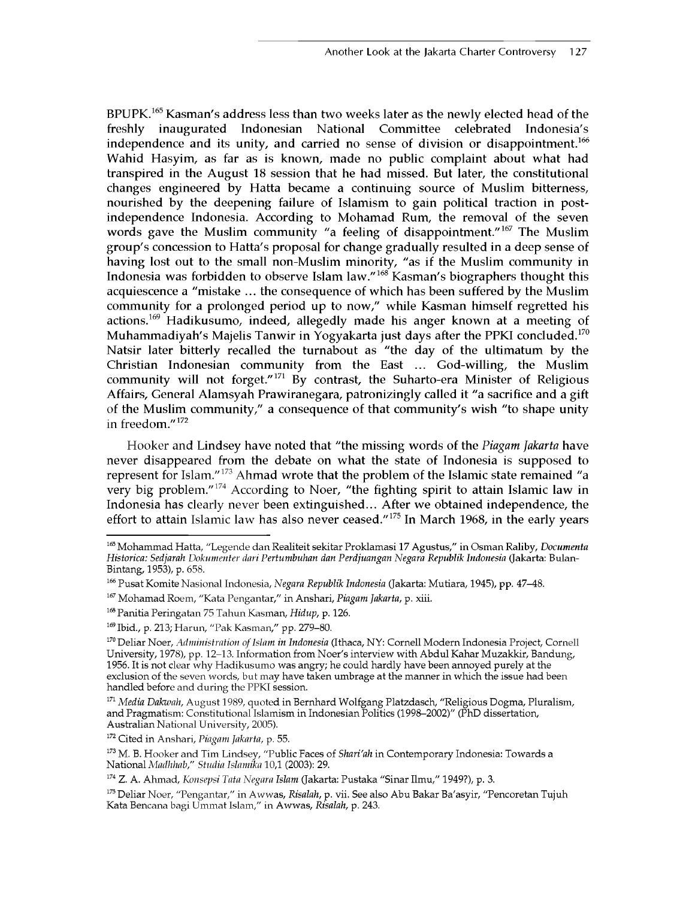BPUPK.[165] Kasman's address less than two weeks later as the newly elected head of the freshly inaugurated Indonesian National Committee celebrated Indonesia's independence and its unity, and carried no sense of division or disappointment.[166] Wahid Hasyim, as far as is known, made no public complaint about what had transpired in the August 18 session that he had missed. But later, the constitutional changes engineered by Hatta became a continuing source of Muslim bitterness, nourished by the deepening failure of Islamism to gain political traction in post-independence Indonesia. According to Mohamad Rum, the removal of the seven words gave the Muslim community "a feeling of disappointment."[167] The Muslim group's concession to Hatta's proposal for change gradually resulted in a deep sense of having lost out to the small non-Muslim minority, "as if the Muslim community in Indonesia was forbidden to observe Islam law."[168] Kasman's biographers thought this acquiescence a "mistake ... the consequence of which has been suffered by the Muslim community for a prolonged period up to now," while Kasman himself regretted his actions.[169] Hadikusumo, indeed, allegedly made his anger known at a meeting of Muhammadiyah's Majelis Tanwir in Yogyakarta just days after the PPKI concluded.[170] Natsir later bitterly recalled the turnabout as "the day of the ultimatum by the Christian Indonesian community from the East ... God-willing, the Muslim community will not forget."[171] By contrast, the Suharto-era Minister of Religious Affairs, General Alamsyah Prawiranegara, patronizingly called it "a sacrifice and a gift of the Muslim community," a consequence of that community's wish "to shape unity in freedom."[172]

Hooker and Lindsey have noted that "the missing words of the *Piagam Jakarta* have never disappeared from the debate on what the state of Indonesia is supposed to represent for Islam."[173] Ahmad wrote that the problem of the Islamic state remained "a very big problem."[174] According to Noer, "the fighting spirit to attain Islamic law in Indonesia has clearly never been extinguished... After we obtained independence, the effort to attain Islamic law has also never ceased."[175] In March 1968, in the early years

---

[165] Mohammad Hatta, "Legende dan Realiteit sekitar Proklamasi 17 Agustus," in Osman Raliby, *Documenta Historica: Sedjarah Dokumenter dari Pertumbuhan dan Perdjuangan Negara Republik Indonesia* (Jakarta: Bulan-Bintang, 1953), p. 658.

[166] Pusat Komite Nasional Indonesia, *Negara Republik Indonesia* (Jakarta: Mutiara, 1945), pp. 47–48.

[167] Mohamad Roem, "Kata Pengantar," in Anshari, *Piagam Jakarta*, p. xiii.

[168] Panitia Peringatan 75 Tahun Kasman, *Hidup*, p. 126.

[169] Ibid., p. 213; Harun, "Pak Kasman," pp. 279–80.

[170] Deliar Noer, *Administration of Islam in Indonesia* (Ithaca, NY: Cornell Modern Indonesia Project, Cornell University, 1978), pp. 12–13. Information from Noer's interview with Abdul Kahar Muzakkir, Bandung, 1956. It is not clear why Hadikusumo was angry; he could hardly have been annoyed purely at the exclusion of the seven words, but may have taken umbrage at the manner in which the issue had been handled before and during the PPKI session.

[171] *Media Dakwah*, August 1989, quoted in Bernhard Wolfgang Platzdasch, "Religious Dogma, Pluralism, and Pragmatism: Constitutional Islamism in Indonesian Politics (1998–2002)" (PhD dissertation, Australian National University, 2005).

[172] Cited in Anshari, *Piagam Jakarta*, p. 55.

[173] M. B. Hooker and Tim Lindsey, "Public Faces of *Shari'ah* in Contemporary Indonesia: Towards a National *Madhhab*," *Studia Islamika* 10,1 (2003): 29.

[174] Z. A. Ahmad, *Konsepsi Tata Negara Islam* (Jakarta: Pustaka "Sinar Ilmu," 1949?), p. 3.

[175] Deliar Noer, "Pengantar," in Awwas, *Risalah*, p. vii. See also Abu Bakar Ba'asyir, "Pencoretan Tujuh Kata Bencana bagi Ummat Islam," in Awwas, *Risalah*, p. 243.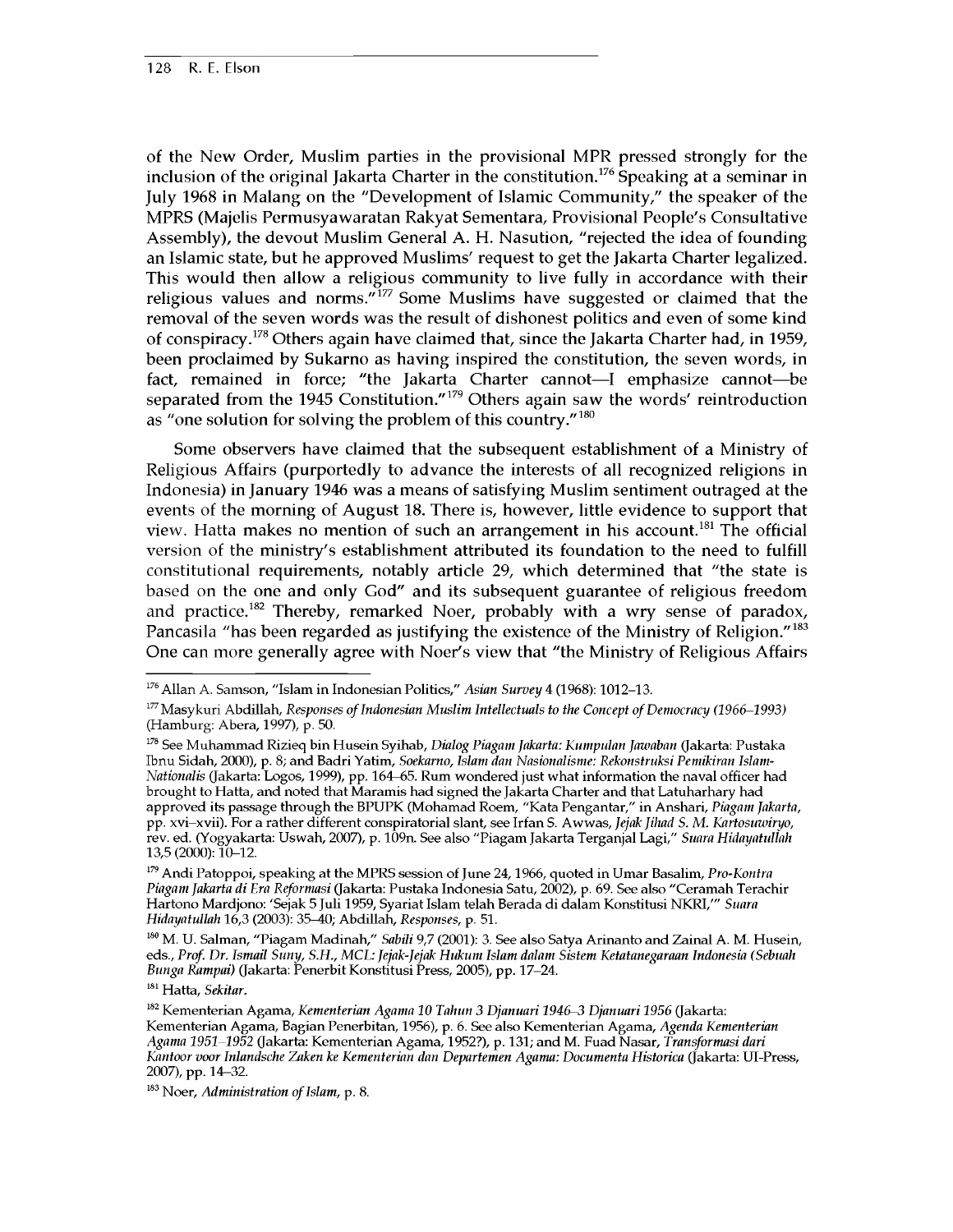of the New Order, Muslim parties in the provisional MPR pressed strongly for the inclusion of the original Jakarta Charter in the constitution.[176] Speaking at a seminar in July 1968 in Malang on the "Development of Islamic Community," the speaker of the MPRS (Majelis Permusyawaratan Rakyat Sementara, Provisional People's Consultative Assembly), the devout Muslim General A. H. Nasution, "rejected the idea of founding an Islamic state, but he approved Muslims' request to get the Jakarta Charter legalized. This would then allow a religious community to live fully in accordance with their religious values and norms."[177] Some Muslims have suggested or claimed that the removal of the seven words was the result of dishonest politics and even of some kind of conspiracy.[178] Others again have claimed that, since the Jakarta Charter had, in 1959, been proclaimed by Sukarno as having inspired the constitution, the seven words, in fact, remained in force; "the Jakarta Charter cannot—I emphasize cannot—be separated from the 1945 Constitution."[179] Others again saw the words' reintroduction as "one solution for solving the problem of this country."[180]

Some observers have claimed that the subsequent establishment of a Ministry of Religious Affairs (purportedly to advance the interests of all recognized religions in Indonesia) in January 1946 was a means of satisfying Muslim sentiment outraged at the events of the morning of August 18. There is, however, little evidence to support that view. Hatta makes no mention of such an arrangement in his account.[181] The official version of the ministry's establishment attributed its foundation to the need to fulfill constitutional requirements, notably article 29, which determined that "the state is based on the one and only God" and its subsequent guarantee of religious freedom and practice.[182] Thereby, remarked Noer, probably with a wry sense of paradox, Pancasila "has been regarded as justifying the existence of the Ministry of Religion."[183] One can more generally agree with Noer's view that "the Ministry of Religious Affairs

---

[176] Allan A. Samson, "Islam in Indonesian Politics," *Asian Survey* 4 (1968): 1012–13.

[177] Masykuri Abdillah, *Responses of Indonesian Muslim Intellectuals to the Concept of Democracy (1966–1993)* (Hamburg: Abera, 1997), p. 50.

[178] See Muhammad Rizieq bin Husein Syihab, *Dialog Piagam Jakarta: Kumpulan Jawaban* (Jakarta: Pustaka Ibnu Sidah, 2000), p. 8; and Badri Yatim, *Soekarno, Islam dan Nasionalisme: Rekonstruksi Pemikiran Islam-Nationalis* (Jakarta: Logos, 1999), pp. 164–65. Rum wondered just what information the naval officer had brought to Hatta, and noted that Maramis had signed the Jakarta Charter and that Latuharhary had approved its passage through the BPUPK (Mohamad Roem, "Kata Pengantar," in Anshari, *Piagam Jakarta*, pp. xvi–xvii). For a rather different conspiratorial slant, see Irfan S. Awwas, *Jejak Jihad S. M. Kartosuwiryo*, rev. ed. (Yogyakarta: Uswah, 2007), p. 109n. See also "Piagam Jakarta Terganjal Lagi," *Suara Hidayatullah* 13,5 (2000): 10–12.

[179] Andi Patoppoi, speaking at the MPRS session of June 24, 1966, quoted in Umar Basalim, *Pro-Kontra Piagam Jakarta di Era Reformasi* (Jakarta: Pustaka Indonesia Satu, 2002), p. 69. See also "Ceramah Terachir Hartono Mardjono: 'Sejak 5 Juli 1959, Syariat Islam telah Berada di dalam Konstitusi NKRI,'" *Suara Hidayatullah* 16,3 (2003): 35–40; Abdillah, *Responses*, p. 51.

[180] M. U. Salman, "Piagam Madinah," *Sabili* 9,7 (2001): 3. See also Satya Arinanto and Zainal A. M. Husein, eds., *Prof. Dr. Ismail Suny, S.H., MCL: Jejak-Jejak Hukum Islam dalam Sistem Ketatanegaraan Indonesia (Sebuah Bunga Rampai)* (Jakarta: Penerbit Konstitusi Press, 2005), pp. 17–24.

[181] Hatta, *Sekitar*.

[182] Kementerian Agama, *Kementerian Agama 10 Tahun 3 Djanuari 1946–3 Djanuari 1956* (Jakarta: Kementerian Agama, Bagian Penerbitan, 1956), p. 6. See also Kementerian Agama, *Agenda Kementerian Agama 1951–1952* (Jakarta: Kementerian Agama, 1952?), p. 131; and M. Fuad Nasar, *Transformasi dari Kantoor voor Inlandsche Zaken ke Kementerian dan Departemen Agama: Documenta Historica* (Jakarta: UI-Press, 2007), pp. 14–32.

[183] Noer, *Administration of Islam*, p. 8.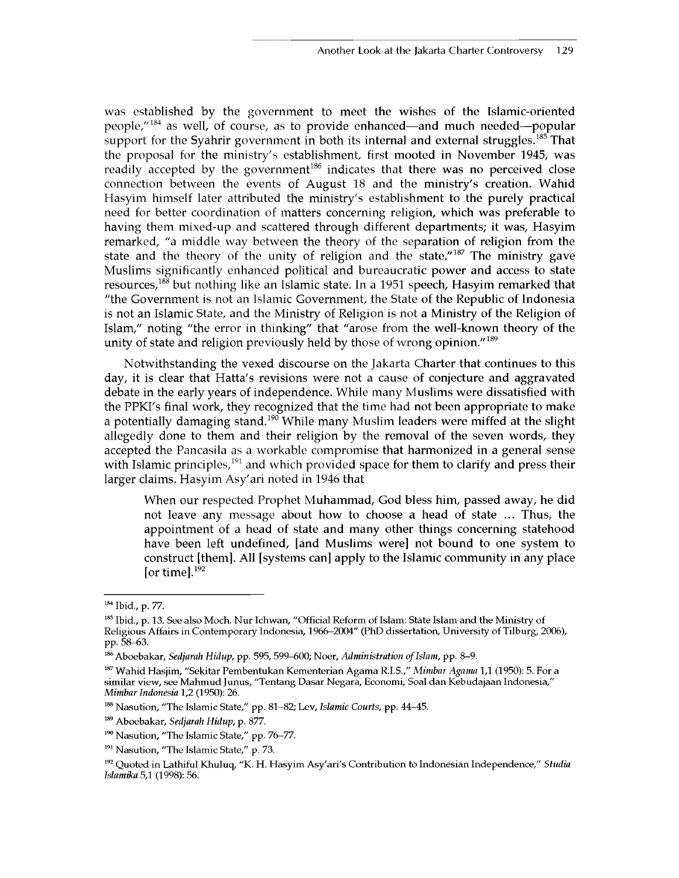was established by the government to meet the wishes of the Islamic-oriented people,"[184] as well, of course, as to provide enhanced—and much needed—popular support for the Syahrir government in both its internal and external struggles.[185] That the proposal for the ministry's establishment, first mooted in November 1945, was readily accepted by the government[186] indicates that there was no perceived close connection between the events of August 18 and the ministry's creation. Wahid Hasyim himself later attributed the ministry's establishment to the purely practical need for better coordination of matters concerning religion, which was preferable to having them mixed-up and scattered through different departments; it was, Hasyim remarked, "a middle way between the theory of the separation of religion from the state and the theory of the unity of religion and the state."[187] The ministry gave Muslims significantly enhanced political and bureaucratic power and access to state resources,[188] but nothing like an Islamic state. In a 1951 speech, Hasyim remarked that "the Government is not an Islamic Government, the State of the Republic of Indonesia is not an Islamic State, and the Ministry of Religion is not a Ministry of the Religion of Islam," noting "the error in thinking" that "arose from the well-known theory of the unity of state and religion previously held by those of wrong opinion."[189]

Notwithstanding the vexed discourse on the Jakarta Charter that continues to this day, it is clear that Hatta's revisions were not a cause of conjecture and aggravated debate in the early years of independence. While many Muslims were dissatisfied with the PPKI's final work, they recognized that the time had not been appropriate to make a potentially damaging stand.[190] While many Muslim leaders were miffed at the slight allegedly done to them and their religion by the removal of the seven words, they accepted the Pancasila as a workable compromise that harmonized in a general sense with Islamic principles,[191] and which provided space for them to clarify and press their larger claims. Hasyim Asy'ari noted in 1946 that

> When our respected Prophet Muhammad, God bless him, passed away, he did not leave any message about how to choose a head of state ... Thus, the appointment of a head of state and many other things concerning statehood have been left undefined, [and Muslims were] not bound to one system to construct [them]. All [systems can] apply to the Islamic community in any place [or time].[192]

---

[184] Ibid., p. 77.

[185] Ibid., p. 13. See also Moch. Nur Ichwan, "Official Reform of Islam: State Islam and the Ministry of Religious Affairs in Contemporary Indonesia, 1966–2004" (PhD dissertation, University of Tilburg, 2006), pp. 58–63.

[186] Aboebakar, *Sedjarah Hidup*, pp. 595, 599–600; Noer, *Administration of Islam*, pp. 8–9.

[187] Wahid Hasjim, "Sekitar Pembentukan Kementerian Agama R.I.S.," *Mimbar Agama* 1,1 (1950): 5. For a similar view, see Mahmud Junus, "Tentang Dasar Negara, Economi, Soal dan Kebudajaan Indonesia," *Mimbar Indonesia* 1,2 (1950): 26.

[188] Nasution, "The Islamic State," pp. 81–82; Lev, *Islamic Courts*, pp. 44–45.

[189] Aboebakar, *Sedjarah Hidup*, p. 877.

[190] Nasution, "The Islamic State," pp. 76–77.

[191] Nasution, "The Islamic State," p. 73.

[192] Quoted in Lathiful Khuluq, "K. H. Hasyim Asy'ari's Contribution to Indonesian Independence," *Studia Islamika* 5,1 (1998): 56.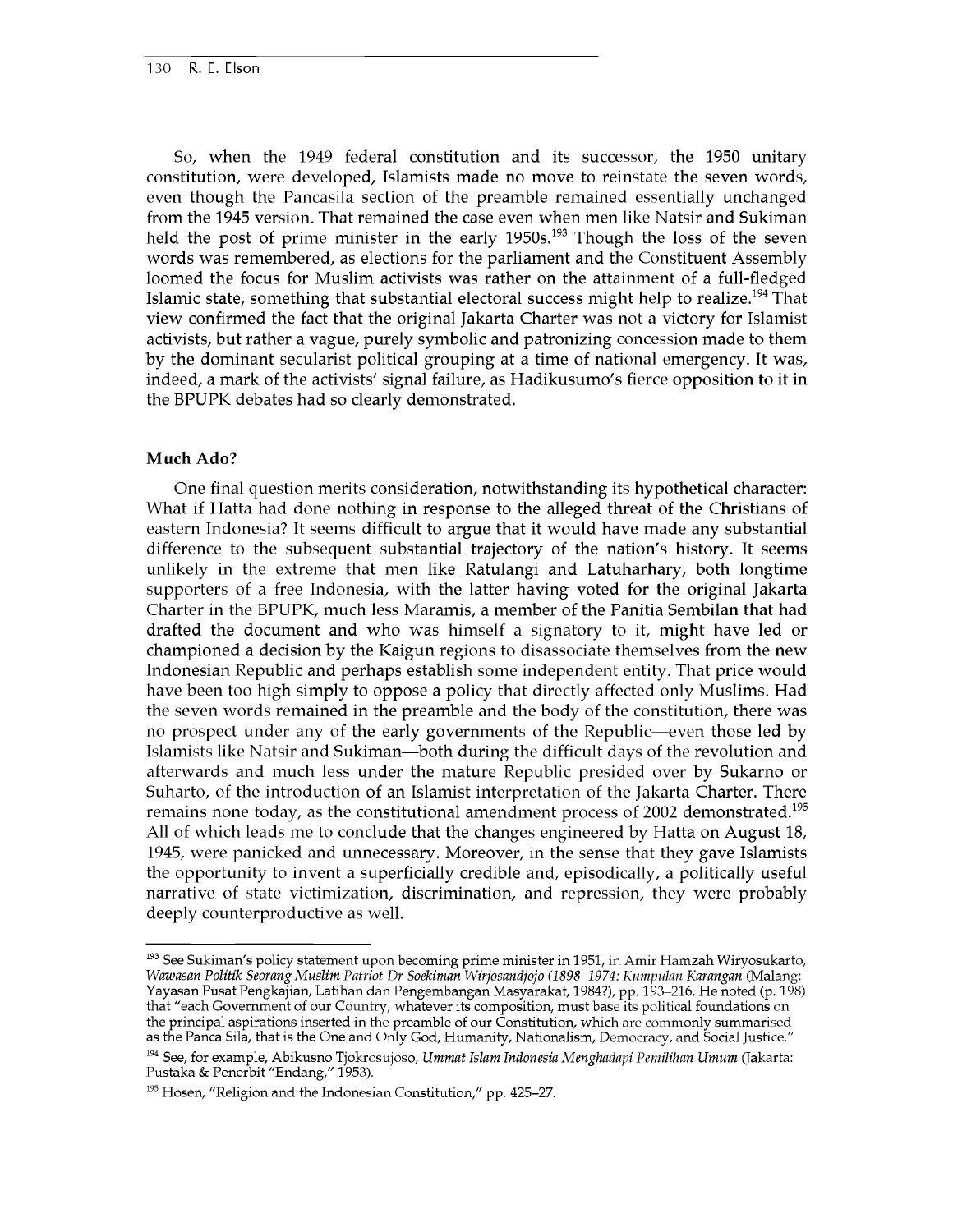So, when the 1949 federal constitution and its successor, the 1950 unitary constitution, were developed, Islamists made no move to reinstate the seven words, even though the Pancasila section of the preamble remained essentially unchanged from the 1945 version. That remained the case even when men like Natsir and Sukiman held the post of prime minister in the early 1950s.[193] Though the loss of the seven words was remembered, as elections for the parliament and the Constituent Assembly loomed the focus for Muslim activists was rather on the attainment of a full-fledged Islamic state, something that substantial electoral success might help to realize.[194] That view confirmed the fact that the original Jakarta Charter was not a victory for Islamist activists, but rather a vague, purely symbolic and patronizing concession made to them by the dominant secularist political grouping at a time of national emergency. It was, indeed, a mark of the activists' signal failure, as Hadikusumo's fierce opposition to it in the BPUPK debates had so clearly demonstrated.

## Much Ado?

One final question merits consideration, notwithstanding its hypothetical character: What if Hatta had done nothing in response to the alleged threat of the Christians of eastern Indonesia? It seems difficult to argue that it would have made any substantial difference to the subsequent substantial trajectory of the nation's history. It seems unlikely in the extreme that men like Ratulangi and Latuharhary, both longtime supporters of a free Indonesia, with the latter having voted for the original Jakarta Charter in the BPUPK, much less Maramis, a member of the Panitia Sembilan that had drafted the document and who was himself a signatory to it, might have led or championed a decision by the Kaigun regions to disassociate themselves from the new Indonesian Republic and perhaps establish some independent entity. That price would have been too high simply to oppose a policy that directly affected only Muslims. Had the seven words remained in the preamble and the body of the constitution, there was no prospect under any of the early governments of the Republic—even those led by Islamists like Natsir and Sukiman—both during the difficult days of the revolution and afterwards and much less under the mature Republic presided over by Sukarno or Suharto, of the introduction of an Islamist interpretation of the Jakarta Charter. There remains none today, as the constitutional amendment process of 2002 demonstrated.[195] All of which leads me to conclude that the changes engineered by Hatta on August 18, 1945, were panicked and unnecessary. Moreover, in the sense that they gave Islamists the opportunity to invent a superficially credible and, episodically, a politically useful narrative of state victimization, discrimination, and repression, they were probably deeply counterproductive as well.

---

[193] See Sukiman's policy statement upon becoming prime minister in 1951, in Amir Hamzah Wiryosukarto, *Wawasan Politik Seorang Muslim Patriot Dr Soekiman Wirjosandjojo (1898–1974: Kumpulan Karangan* (Malang: Yayasan Pusat Pengkajian, Latihan dan Pengembangan Masyarakat, 1984?), pp. 193–216. He noted (p. 198) that "each Government of our Country, whatever its composition, must base its political foundations on the principal aspirations inserted in the preamble of our Constitution, which are commonly summarised as the Panca Sila, that is the One and Only God, Humanity, Nationalism, Democracy, and Social Justice."

[194] See, for example, Abikusno Tjokrosujoso, *Ummat Islam Indonesia Menghadapi Pemilihan Umum* (Jakarta: Pustaka & Penerbit "Endang," 1953).

[195] Hosen, "Religion and the Indonesian Constitution," pp. 425–27.